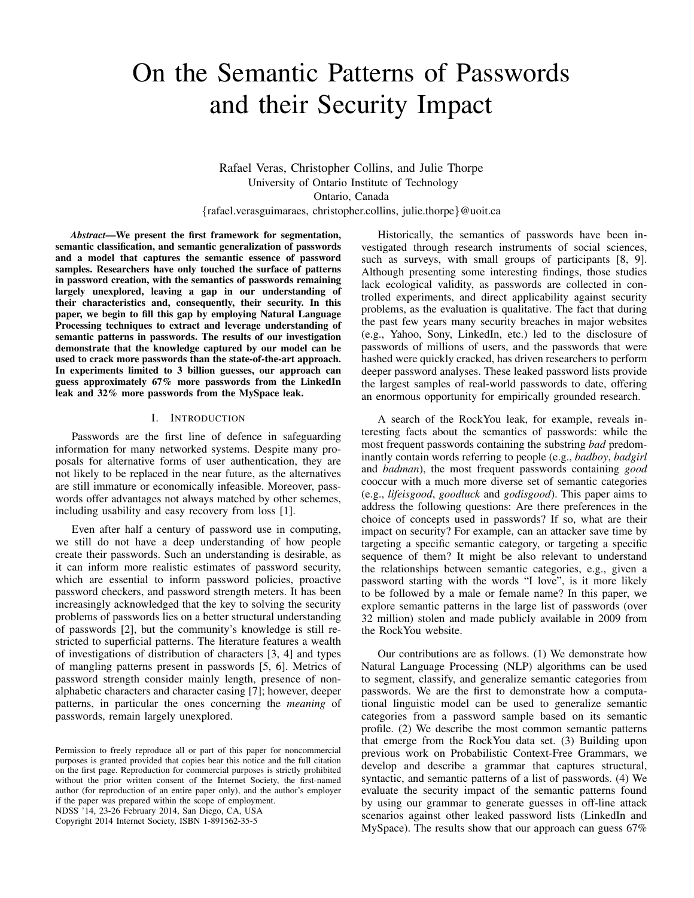# On the Semantic Patterns of Passwords and their Security Impact

Rafael Veras, Christopher Collins, and Julie Thorpe
University of Ontario Institute of Technology
Ontario, Canada
{rafael.verasguimaraes, christopher.collins, julie.thorpe}@uoit.ca

***Abstract*—We present the first framework for segmentation, semantic classification, and semantic generalization of passwords and a model that captures the semantic essence of password samples. Researchers have only touched the surface of patterns in password creation, with the semantics of passwords remaining largely unexplored, leaving a gap in our understanding of their characteristics and, consequently, their security. In this paper, we begin to fill this gap by employing Natural Language Processing techniques to extract and leverage understanding of semantic patterns in passwords. The results of our investigation demonstrate that the knowledge captured by our model can be used to crack more passwords than the state-of-the-art approach. In experiments limited to 3 billion guesses, our approach can guess approximately 67% more passwords from the LinkedIn leak and 32% more passwords from the MySpace leak.**

## I. Introduction

Passwords are the first line of defence in safeguarding information for many networked systems. Despite many proposals for alternative forms of user authentication, they are not likely to be replaced in the near future, as the alternatives are still immature or economically infeasible. Moreover, passwords offer advantages not always matched by other schemes, including usability and easy recovery from loss [1].

Even after half a century of password use in computing, we still do not have a deep understanding of how people create their passwords. Such an understanding is desirable, as it can inform more realistic estimates of password security, which are essential to inform password policies, proactive password checkers, and password strength meters. It has been increasingly acknowledged that the key to solving the security problems of passwords lies on a better structural understanding of passwords [2], but the community's knowledge is still restricted to superficial patterns. The literature features a wealth of investigations of distribution of characters [3, 4] and types of mangling patterns present in passwords [5, 6]. Metrics of password strength consider mainly length, presence of non-alphabetic characters and character casing [7]; however, deeper patterns, in particular the ones concerning the *meaning* of passwords, remain largely unexplored.

Historically, the semantics of passwords have been investigated through research instruments of social sciences, such as surveys, with small groups of participants [8, 9]. Although presenting some interesting findings, those studies lack ecological validity, as passwords are collected in controlled experiments, and direct applicability against security problems, as the evaluation is qualitative. The fact that during the past few years many security breaches in major websites (e.g., Yahoo, Sony, LinkedIn, etc.) led to the disclosure of passwords of millions of users, and the passwords that were hashed were quickly cracked, has driven researchers to perform deeper password analyses. These leaked password lists provide the largest samples of real-world passwords to date, offering an enormous opportunity for empirically grounded research.

A search of the RockYou leak, for example, reveals interesting facts about the semantics of passwords: while the most frequent passwords containing the substring *bad* predominantly contain words referring to people (e.g., *badboy*, *badgirl* and *badman*), the most frequent passwords containing *good* cooccur with a much more diverse set of semantic categories (e.g., *lifeisgood*, *goodluck* and *godisgood*). This paper aims to address the following questions: Are there preferences in the choice of concepts used in passwords? If so, what are their impact on security? For example, can an attacker save time by targeting a specific semantic category, or targeting a specific sequence of them? It might be also relevant to understand the relationships between semantic categories, e.g., given a password starting with the words "I love", is it more likely to be followed by a male or female name? In this paper, we explore semantic patterns in the large list of passwords (over 32 million) stolen and made publicly available in 2009 from the RockYou website.

Our contributions are as follows. (1) We demonstrate how Natural Language Processing (NLP) algorithms can be used to segment, classify, and generalize semantic categories from passwords. We are the first to demonstrate how a computational linguistic model can be used to generalize semantic categories from a password sample based on its semantic profile. (2) We describe the most common semantic patterns that emerge from the RockYou data set. (3) Building upon previous work on Probabilistic Context-Free Grammars, we develop and describe a grammar that captures structural, syntactic, and semantic patterns of a list of passwords. (4) We evaluate the security impact of the semantic patterns found by using our grammar to generate guesses in off-line attack scenarios against other leaked password lists (LinkedIn and MySpace). The results show that our approach can guess 67%

Permission to freely reproduce all or part of this paper for noncommercial purposes is granted provided that copies bear this notice and the full citation on the first page. Reproduction for commercial purposes is strictly prohibited without the prior written consent of the Internet Society, the first-named author (for reproduction of an entire paper only), and the author's employer if the paper was prepared within the scope of employment.
NDSS '14, 23-26 February 2014, San Diego, CA, USA
Copyright 2014 Internet Society, ISBN 1-891562-35-5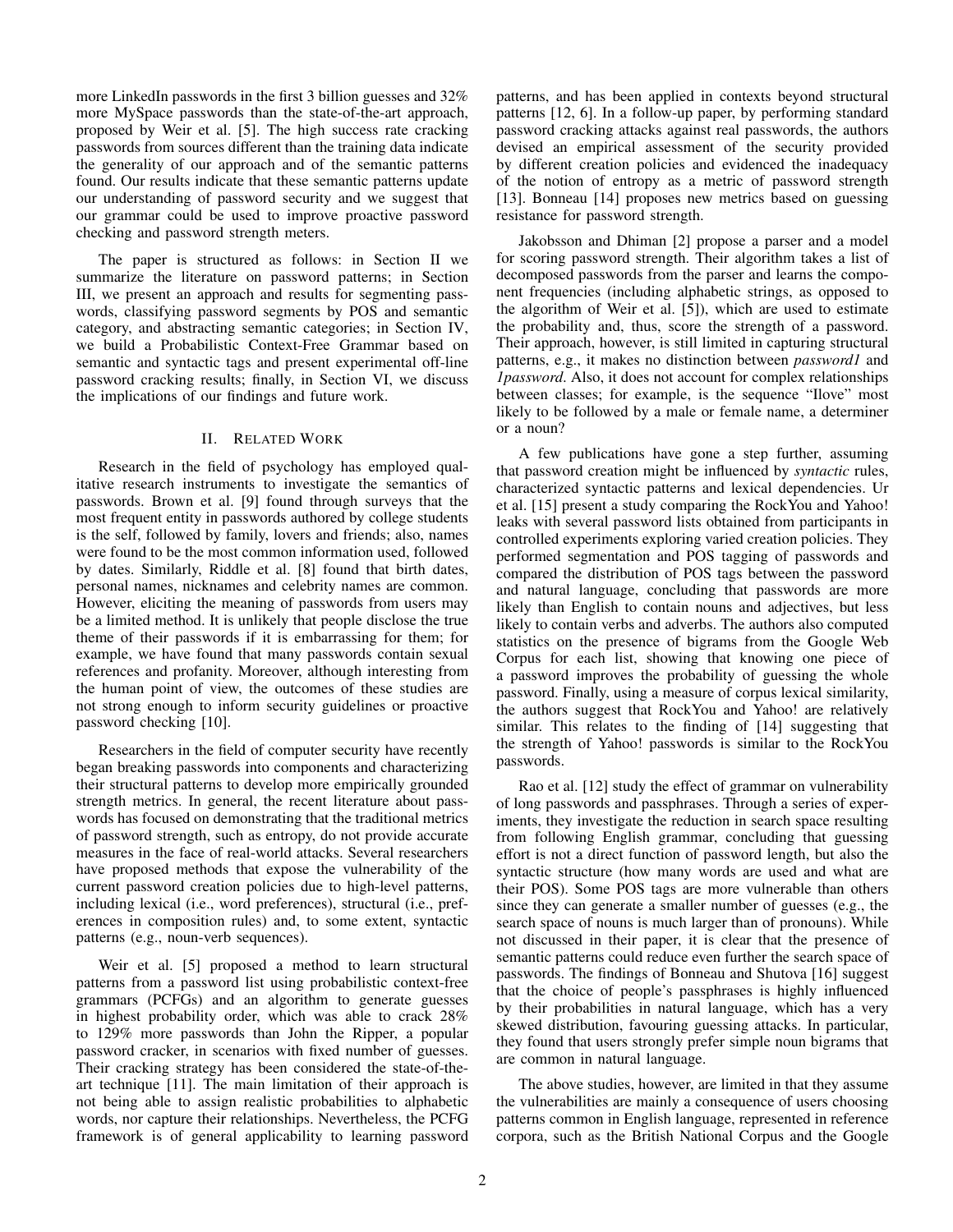more LinkedIn passwords in the first 3 billion guesses and 32% more MySpace passwords than the state-of-the-art approach, proposed by Weir et al. [5]. The high success rate cracking passwords from sources different than the training data indicate the generality of our approach and of the semantic patterns found. Our results indicate that these semantic patterns update our understanding of password security and we suggest that our grammar could be used to improve proactive password checking and password strength meters.

The paper is structured as follows: in Section II we summarize the literature on password patterns; in Section III, we present an approach and results for segmenting passwords, classifying password segments by POS and semantic category, and abstracting semantic categories; in Section IV, we build a Probabilistic Context-Free Grammar based on semantic and syntactic tags and present experimental off-line password cracking results; finally, in Section VI, we discuss the implications of our findings and future work.

## II. Related Work

Research in the field of psychology has employed qualitative research instruments to investigate the semantics of passwords. Brown et al. [9] found through surveys that the most frequent entity in passwords authored by college students is the self, followed by family, lovers and friends; also, names were found to be the most common information used, followed by dates. Similarly, Riddle et al. [8] found that birth dates, personal names, nicknames and celebrity names are common. However, eliciting the meaning of passwords from users may be a limited method. It is unlikely that people disclose the true theme of their passwords if it is embarrassing for them; for example, we have found that many passwords contain sexual references and profanity. Moreover, although interesting from the human point of view, the outcomes of these studies are not strong enough to inform security guidelines or proactive password checking [10].

Researchers in the field of computer security have recently began breaking passwords into components and characterizing their structural patterns to develop more empirically grounded strength metrics. In general, the recent literature about passwords has focused on demonstrating that the traditional metrics of password strength, such as entropy, do not provide accurate measures in the face of real-world attacks. Several researchers have proposed methods that expose the vulnerability of the current password creation policies due to high-level patterns, including lexical (i.e., word preferences), structural (i.e., preferences in composition rules) and, to some extent, syntactic patterns (e.g., noun-verb sequences).

Weir et al. [5] proposed a method to learn structural patterns from a password list using probabilistic context-free grammars (PCFGs) and an algorithm to generate guesses in highest probability order, which was able to crack 28% to 129% more passwords than John the Ripper, a popular password cracker, in scenarios with fixed number of guesses. Their cracking strategy has been considered the state-of-the-art technique [11]. The main limitation of their approach is not being able to assign realistic probabilities to alphabetic words, nor capture their relationships. Nevertheless, the PCFG framework is of general applicability to learning password patterns, and has been applied in contexts beyond structural patterns [12, 6]. In a follow-up paper, by performing standard password cracking attacks against real passwords, the authors devised an empirical assessment of the security provided by different creation policies and evidenced the inadequacy of the notion of entropy as a metric of password strength [13]. Bonneau [14] proposes new metrics based on guessing resistance for password strength.

Jakobsson and Dhiman [2] propose a parser and a model for scoring password strength. Their algorithm takes a list of decomposed passwords from the parser and learns the component frequencies (including alphabetic strings, as opposed to the algorithm of Weir et al. [5]), which are used to estimate the probability and, thus, score the strength of a password. Their approach, however, is still limited in capturing structural patterns, e.g., it makes no distinction between *password1* and *1password*. Also, it does not account for complex relationships between classes; for example, is the sequence "Ilove" most likely to be followed by a male or female name, a determiner or a noun?

A few publications have gone a step further, assuming that password creation might be influenced by *syntactic* rules, characterized syntactic patterns and lexical dependencies. Ur et al. [15] present a study comparing the RockYou and Yahoo! leaks with several password lists obtained from participants in controlled experiments exploring varied creation policies. They performed segmentation and POS tagging of passwords and compared the distribution of POS tags between the password and natural language, concluding that passwords are more likely than English to contain nouns and adjectives, but less likely to contain verbs and adverbs. The authors also computed statistics on the presence of bigrams from the Google Web Corpus for each list, showing that knowing one piece of a password improves the probability of guessing the whole password. Finally, using a measure of corpus lexical similarity, the authors suggest that RockYou and Yahoo! are relatively similar. This relates to the finding of [14] suggesting that the strength of Yahoo! passwords is similar to the RockYou passwords.

Rao et al. [12] study the effect of grammar on vulnerability of long passwords and passphrases. Through a series of experiments, they investigate the reduction in search space resulting from following English grammar, concluding that guessing effort is not a direct function of password length, but also the syntactic structure (how many words are used and what are their POS). Some POS tags are more vulnerable than others since they can generate a smaller number of guesses (e.g., the search space of nouns is much larger than of pronouns). While not discussed in their paper, it is clear that the presence of semantic patterns could reduce even further the search space of passwords. The findings of Bonneau and Shutova [16] suggest that the choice of people's passphrases is highly influenced by their probabilities in natural language, which has a very skewed distribution, favouring guessing attacks. In particular, they found that users strongly prefer simple noun bigrams that are common in natural language.

The above studies, however, are limited in that they assume the vulnerabilities are mainly a consequence of users choosing patterns common in English language, represented in reference corpora, such as the British National Corpus and the Google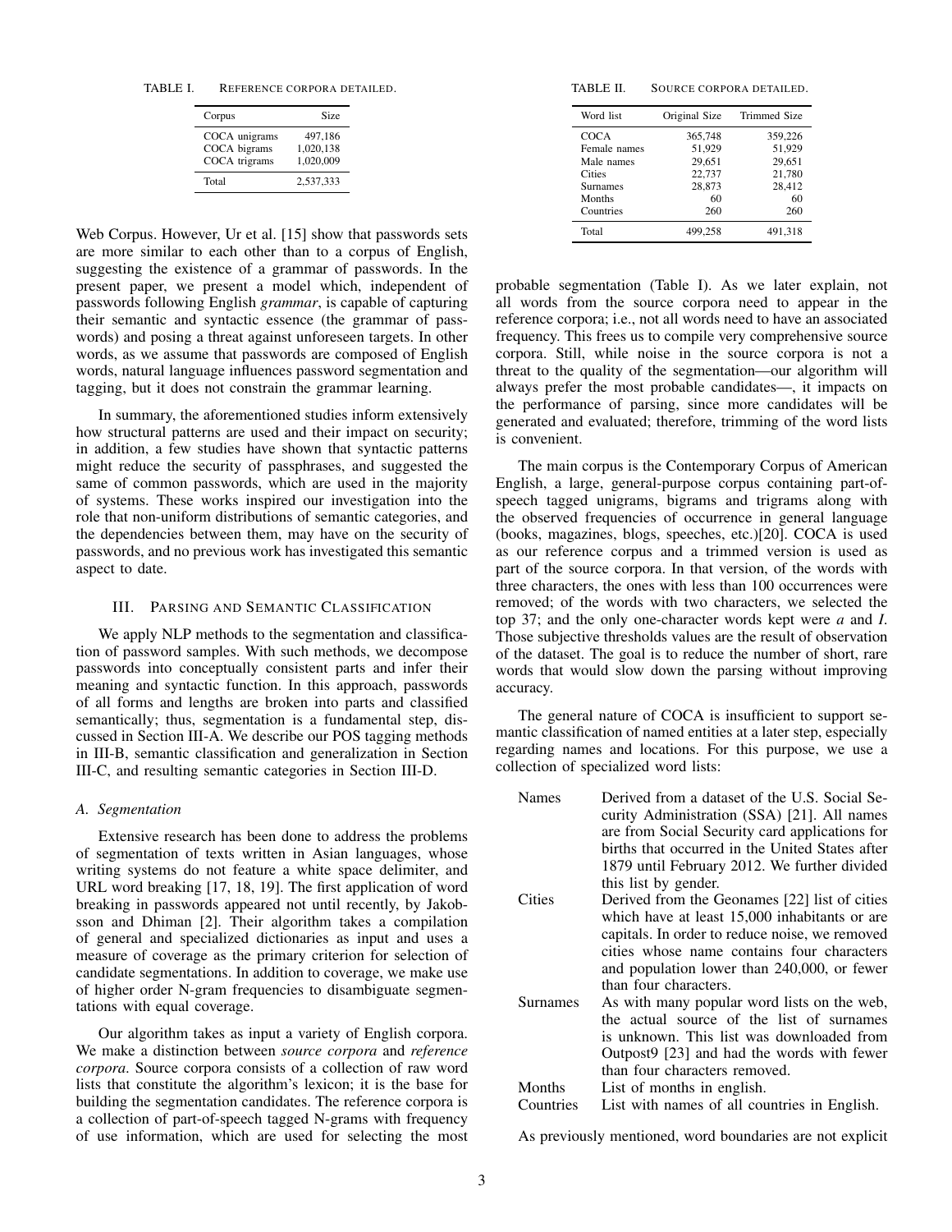TABLE I. REFERENCE CORPORA DETAILED.

| Corpus | Size |
|---|---|
| COCA unigrams | 497,186 |
| COCA bigrams | 1,020,138 |
| COCA trigrams | 1,020,009 |
| Total | 2,537,333 |

TABLE II. SOURCE CORPORA DETAILED.

| Word list | Original Size | Trimmed Size |
|---|---|---|
| COCA | 365,748 | 359,226 |
| Female names | 51,929 | 51,929 |
| Male names | 29,651 | 29,651 |
| Cities | 22,737 | 21,780 |
| Surnames | 28,873 | 28,412 |
| Months | 60 | 60 |
| Countries | 260 | 260 |
| Total | 499,258 | 491,318 |

Web Corpus. However, Ur et al. [15] show that passwords sets are more similar to each other than to a corpus of English, suggesting the existence of a grammar of passwords. In the present paper, we present a model which, independent of passwords following English *grammar*, is capable of capturing their semantic and syntactic essence (the grammar of passwords) and posing a threat against unforeseen targets. In other words, as we assume that passwords are composed of English words, natural language influences password segmentation and tagging, but it does not constrain the grammar learning.

In summary, the aforementioned studies inform extensively how structural patterns are used and their impact on security; in addition, a few studies have shown that syntactic patterns might reduce the security of passphrases, and suggested the same of common passwords, which are used in the majority of systems. These works inspired our investigation into the role that non-uniform distributions of semantic categories, and the dependencies between them, may have on the security of passwords, and no previous work has investigated this semantic aspect to date.

## III. PARSING AND SEMANTIC CLASSIFICATION

We apply NLP methods to the segmentation and classification of password samples. With such methods, we decompose passwords into conceptually consistent parts and infer their meaning and syntactic function. In this approach, passwords of all forms and lengths are broken into parts and classified semantically; thus, segmentation is a fundamental step, discussed in Section III-A. We describe our POS tagging methods in III-B, semantic classification and generalization in Section III-C, and resulting semantic categories in Section III-D.

### A. Segmentation

Extensive research has been done to address the problems of segmentation of texts written in Asian languages, whose writing systems do not feature a white space delimiter, and URL word breaking [17, 18, 19]. The first application of word breaking in passwords appeared not until recently, by Jakobsson and Dhiman [2]. Their algorithm takes a compilation of general and specialized dictionaries as input and uses a measure of coverage as the primary criterion for selection of candidate segmentations. In addition to coverage, we make use of higher order N-gram frequencies to disambiguate segmentations with equal coverage.

Our algorithm takes as input a variety of English corpora. We make a distinction between *source corpora* and *reference corpora*. Source corpora consists of a collection of raw word lists that constitute the algorithm's lexicon; it is the base for building the segmentation candidates. The reference corpora is a collection of part-of-speech tagged N-grams with frequency of use information, which are used for selecting the most probable segmentation (Table I). As we later explain, not all words from the source corpora need to appear in the reference corpora; i.e., not all words need to have an associated frequency. This frees us to compile very comprehensive source corpora. Still, while noise in the source corpora is not a threat to the quality of the segmentation—our algorithm will always prefer the most probable candidates—, it impacts on the performance of parsing, since more candidates will be generated and evaluated; therefore, trimming of the word lists is convenient.

The main corpus is the Contemporary Corpus of American English, a large, general-purpose corpus containing part-of-speech tagged unigrams, bigrams and trigrams along with the observed frequencies of occurrence in general language (books, magazines, blogs, speeches, etc.)[20]. COCA is used as our reference corpus and a trimmed version is used as part of the source corpora. In that version, of the words with three characters, the ones with less than 100 occurrences were removed; of the words with two characters, we selected the top 37; and the only one-character words kept were *a* and *I*. Those subjective thresholds values are the result of observation of the dataset. The goal is to reduce the number of short, rare words that would slow down the parsing without improving accuracy.

The general nature of COCA is insufficient to support semantic classification of named entities at a later step, especially regarding names and locations. For this purpose, we use a collection of specialized word lists:

- **Names** Derived from a dataset of the U.S. Social Security Administration (SSA) [21]. All names are from Social Security card applications for births that occurred in the United States after 1879 until February 2012. We further divided this list by gender.
- **Cities** Derived from the Geonames [22] list of cities which have at least 15,000 inhabitants or are capitals. In order to reduce noise, we removed cities whose name contains four characters and population lower than 240,000, or fewer than four characters.
- **Surnames** As with many popular word lists on the web, the actual source of the list of surnames is unknown. This list was downloaded from Outpost9 [23] and had the words with fewer than four characters removed.
- **Months** List of months in english.
- **Countries** List with names of all countries in English.

As previously mentioned, word boundaries are not explicit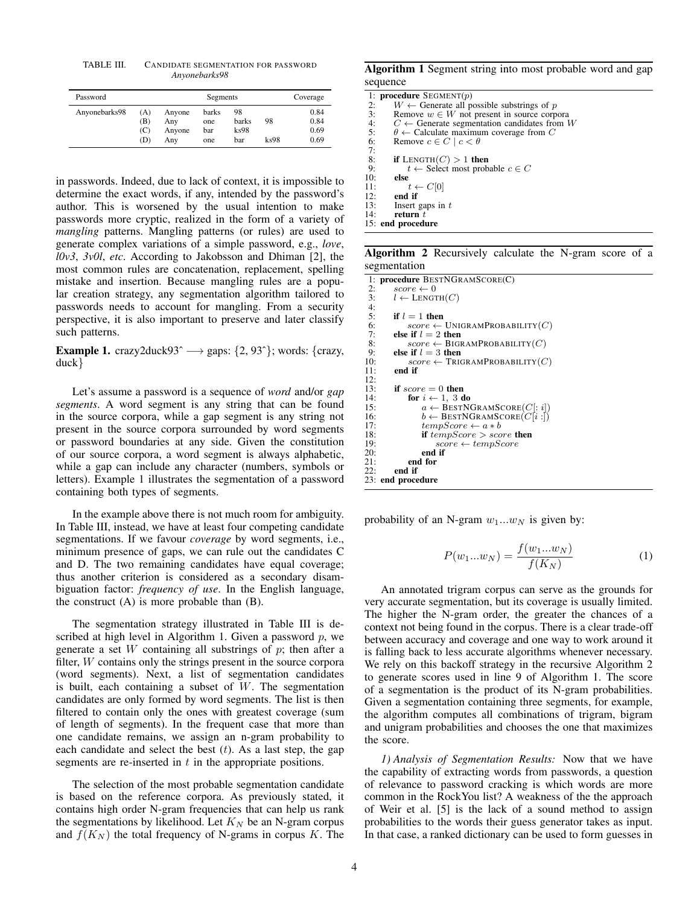TABLE III. CANDIDATE SEGMENTATION FOR PASSWORD *Anyonebarks98*

| Password | | Segments | | | | Coverage |
|---|---|---|---|---|---|---|
| Anyonebarks98 | (A) | Anyone | barks | 98 | | 0.84 |
| | (B) | Any | one | barks | 98 | 0.84 |
| | (C) | Anyone | bar | ks98 | | 0.69 |
| | (D) | Any | one | bar | ks98 | 0.69 |

in passwords. Indeed, due to lack of context, it is impossible to determine the exact words, if any, intended by the password's author. This is worsened by the usual intention to make passwords more cryptic, realized in the form of a variety of *mangling* patterns. Mangling patterns (or rules) are used to generate complex variations of a simple password, e.g., *love*, *l0v3*, *3v0l*, *etc*. According to Jakobsson and Dhiman [2], the most common rules are concatenation, replacement, spelling mistake and insertion. Because mangling rules are a popular creation strategy, any segmentation algorithm tailored to passwords needs to account for mangling. From a security perspective, it is also important to preserve and later classify such patterns.

**Example 1.** crazy2duck93ˆ ⟶ gaps: {2, 93ˆ}; words: {crazy, duck}

Let's assume a password is a sequence of *word* and/or *gap segments*. A word segment is any string that can be found in the source corpora, while a gap segment is any string not present in the source corpora surrounded by word segments or password boundaries at any side. Given the constitution of our source corpora, a word segment is always alphabetic, while a gap can include any character (numbers, symbols or letters). Example 1 illustrates the segmentation of a password containing both types of segments.

In the example above there is not much room for ambiguity. In Table III, instead, we have at least four competing candidate segmentations. If we favour *coverage* by word segments, i.e., minimum presence of gaps, we can rule out the candidates C and D. The two remaining candidates have equal coverage; thus another criterion is considered as a secondary disambiguation factor: *frequency of use*. In the English language, the construct (A) is more probable than (B).

The segmentation strategy illustrated in Table III is described at high level in Algorithm 1. Given a password $p$, we generate a set $W$ containing all substrings of $p$; then after a filter, $W$ contains only the strings present in the source corpora (word segments). Next, a list of segmentation candidates is built, each containing a subset of $W$. The segmentation candidates are only formed by word segments. The list is then filtered to contain only the ones with greatest coverage (sum of length of segments). In the frequent case that more than one candidate remains, we assign an n-gram probability to each candidate and select the best ($t$). As a last step, the gap segments are re-inserted in $t$ in the appropriate positions.

The selection of the most probable segmentation candidate is based on the reference corpora. As previously stated, it contains high order N-gram frequencies that can help us rank the segmentations by likelihood. Let $K_N$ be an N-gram corpus and $f(K_N)$ the total frequency of N-grams in corpus $K$. The

**Algorithm 1** Segment string into most probable word and gap sequence

```
 1: procedure SEGMENT(p)
 2:     W ← Generate all possible substrings of p
 3:     Remove w ∈ W not present in source corpora
 4:     C ← Generate segmentation candidates from W
 5:     θ ← Calculate maximum coverage from C
 6:     Remove c ∈ C | c < θ
 7:
 8:     if LENGTH(C) > 1 then
 9:         t ← Select most probable c ∈ C
10:     else
11:         t ← C[0]
12:     end if
13:     Insert gaps in t
14:     return t
15: end procedure
```

**Algorithm 2** Recursively calculate the N-gram score of a segmentation

```
 1: procedure BESTNGRAMSCORE(C)
 2:     score ← 0
 3:     l ← LENGTH(C)
 4:
 5:     if l = 1 then
 6:         score ← UNIGRAMPROBABILITY(C)
 7:     else if l = 2 then
 8:         score ← BIGRAMPROBABILITY(C)
 9:     else if l = 3 then
10:         score ← TRIGRAMPROBABILITY(C)
11:     end if
12:
13:     if score = 0 then
14:         for i ← 1, 3 do
15:             a ← BESTNGRAMSCORE(C[: i])
16:             b ← BESTNGRAMSCORE(C[i :])
17:             tempScore ← a ∗ b
18:             if tempScore > score then
19:                 score ← tempScore
20:             end if
21:         end for
22:     end if
23: end procedure
```

probability of an N-gram $w_1...w_N$ is given by:

$$P(w_1...w_N) = \frac{f(w_1...w_N)}{f(K_N)} \tag{1}$$

An annotated trigram corpus can serve as the grounds for very accurate segmentation, but its coverage is usually limited. The higher the N-gram order, the greater the chances of a context not being found in the corpus. There is a clear trade-off between accuracy and coverage and one way to work around it is falling back to less accurate algorithms whenever necessary. We rely on this backoff strategy in the recursive Algorithm 2 to generate scores used in line 9 of Algorithm 1. The score of a segmentation is the product of its N-gram probabilities. Given a segmentation containing three segments, for example, the algorithm computes all combinations of trigram, bigram and unigram probabilities and chooses the one that maximizes the score.

*1) Analysis of Segmentation Results:* Now that we have the capability of extracting words from passwords, a question of relevance to password cracking is which words are more common in the RockYou list? A weakness of the the approach of Weir et al. [5] is the lack of a sound method to assign probabilities to the words their guess generator takes as input. In that case, a ranked dictionary can be used to form guesses in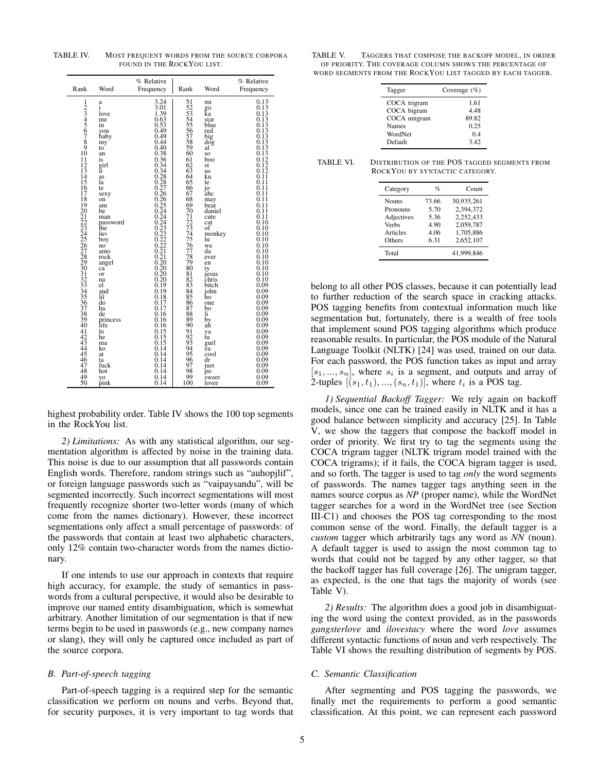TABLE IV. MOST FREQUENT WORDS FROM THE SOURCE CORPORA FOUND IN THE ROCKYOU LIST.

| Rank | Word | % Relative Frequency | Rank | Word | % Relative Frequency |
|---|---|---|---|---|---|
| 1 | a | 3.24 | 51 | mi | 0.13 |
| 2 | i | 3.01 | 52 | go | 0.13 |
| 3 | love | 1.39 | 53 | ka | 0.13 |
| 4 | me | 0.63 | 54 | star | 0.13 |
| 5 | in | 0.53 | 55 | blue | 0.13 |
| 6 | you | 0.49 | 56 | red | 0.13 |
| 7 | baby | 0.49 | 57 | big | 0.13 |
| 8 | my | 0.44 | 58 | dog | 0.13 |
| 9 | to | 0.40 | 59 | al | 0.13 |
| 10 | an | 0.38 | 60 | so | 0.13 |
| 11 | is | 0.36 | 61 | boo | 0.12 |
| 12 | girl | 0.34 | 62 | st | 0.12 |
| 13 | it | 0.34 | 63 | us | 0.12 |
| 14 | as | 0.28 | 64 | ku | 0.11 |
| 15 | la | 0.28 | 65 | le | 0.11 |
| 16 | te | 0.27 | 66 | jo | 0.11 |
| 17 | sexy | 0.26 | 67 | abc | 0.11 |
| 18 | on | 0.26 | 68 | may | 0.11 |
| 19 | am | 0.25 | 69 | bear | 0.11 |
| 20 | be | 0.24 | 70 | daniel | 0.11 |
| 21 | man | 0.24 | 71 | cute | 0.11 |
| 22 | password | 0.24 | 72 | cat | 0.10 |
| 23 | the | 0.23 | 73 | of | 0.10 |
| 24 | luv | 0.23 | 74 | monkey | 0.10 |
| 25 | boy | 0.22 | 75 | lu | 0.10 |
| 26 | no | 0.22 | 76 | we | 0.10 |
| 27 | amo | 0.21 | 77 | da | 0.10 |
| 28 | rock | 0.21 | 78 | ever | 0.10 |
| 29 | angel | 0.20 | 79 | en | 0.10 |
| 30 | ca | 0.20 | 80 | ty | 0.10 |
| 31 | or | 0.20 | 81 | jesus | 0.10 |
| 32 | na | 0.20 | 82 | chris | 0.10 |
| 33 | el | 0.19 | 83 | bitch | 0.09 |
| 34 | and | 0.19 | 84 | john | 0.09 |
| 35 | lil | 0.18 | 85 | ho | 0.09 |
| 36 | do | 0.17 | 86 | one | 0.09 |
| 37 | ha | 0.17 | 87 | bo | 0.09 |
| 38 | de | 0.16 | 88 | li | 0.09 |
| 39 | princess | 0.16 | 89 | by | 0.09 |
| 40 | life | 0.16 | 90 | ah | 0.09 |
| 41 | lo | 0.15 | 91 | ya | 0.09 |
| 42 | he | 0.15 | 92 | tu | 0.09 |
| 43 | ma | 0.15 | 93 | gurl | 0.09 |
| 44 | ko | 0.14 | 94 | za | 0.09 |
| 45 | at | 0.14 | 95 | cool | 0.09 |
| 46 | ta | 0.14 | 96 | dr | 0.09 |
| 47 | fuck | 0.14 | 97 | just | 0.09 |
| 48 | hot | 0.14 | 98 | po | 0.09 |
| 49 | yo | 0.14 | 99 | sweet | 0.09 |
| 50 | pink | 0.14 | 100 | lover | 0.09 |

highest probability order. Table IV shows the 100 top segments in the RockYou list.

*2) Limitations:* As with any statistical algorithm, our segmentation algorithm is affected by noise in the training data. This noise is due to our assumption that all passwords contain English words. Therefore, random strings such as "auhopjlif", or foreign language passwords such as "vaipaysandu", will be segmented incorrectly. Such incorrect segmentations will most frequently recognize shorter two-letter words (many of which come from the names dictionary). However, these incorrect segmentations only affect a small percentage of passwords: of the passwords that contain at least two alphabetic characters, only 12% contain two-character words from the names dictionary.

If one intends to use our approach in contexts that require high accuracy, for example, the study of semantics in passwords from a cultural perspective, it would also be desirable to improve our named entity disambiguation, which is somewhat arbitrary. Another limitation of our segmentation is that if new terms begin to be used in passwords (e.g., new company names or slang), they will only be captured once included as part of the source corpora.

### *B. Part-of-speech tagging*

Part-of-speech tagging is a required step for the semantic classification we perform on nouns and verbs. Beyond that, for security purposes, it is very important to tag words that belong to all other POS classes, because it can potentially lead to further reduction of the search space in cracking attacks. POS tagging benefits from contextual information much like segmentation but, fortunately, there is a wealth of free tools that implement sound POS tagging algorithms which produce reasonable results. In particular, the POS module of the Natural Language Toolkit (NLTK) [24] was used, trained on our data. For each password, the POS function takes as input and array $[s_1, ..., s_n]$, where $s_i$ is a segment, and outputs and array of 2-tuples $[(s_1, t_1), ..., (s_n, t_1)]$, where $t_i$ is a POS tag.

TABLE V. TAGGERS THAT COMPOSE THE BACKOFF MODEL, IN ORDER OF PRIORITY. THE COVERAGE COLUMN SHOWS THE PERCENTAGE OF WORD SEGMENTS FROM THE ROCKYOU LIST TAGGED BY EACH TAGGER.

| Tagger | Coverage (%) |
|---|---|
| COCA trigram | 1.61 |
| COCA bigram | 4.48 |
| COCA unigram | 89.82 |
| Names | 0.25 |
| WordNet | 0.4 |
| Default | 3.42 |

TABLE VI. DISTRIBUTION OF THE POS TAGGED SEGMENTS FROM ROCKYOU BY SYNTACTIC CATEGORY.

| Category | % | Count |
|---|---|---|
| Nouns | 73.66 | 30,935,261 |
| Pronouns | 5.70 | 2,394,372 |
| Adjectives | 5.36 | 2,252,433 |
| Verbs | 4.90 | 2,059,787 |
| Articles | 4.06 | 1,705,886 |
| Others | 6.31 | 2,652,107 |
| Total | | 41,999,846 |

*1) Sequential Backoff Tagger:* We rely again on backoff models, since one can be trained easily in NLTK and it has a good balance between simplicity and accuracy [25]. In Table V, we show the taggers that compose the backoff model in order of priority. We first try to tag the segments using the COCA trigram tagger (NLTK trigram model trained with the COCA trigrams); if it fails, the COCA bigram tagger is used, and so forth. The tagger is used to tag *only* the word segments of passwords. The names tagger tags anything seen in the names source corpus as *NP* (proper name), while the WordNet tagger searches for a word in the WordNet tree (see Section III-C1) and chooses the POS tag corresponding to the most common sense of the word. Finally, the default tagger is a *custom* tagger which arbitrarily tags any word as *NN* (noun). A default tagger is used to assign the most common tag to words that could not be tagged by any other tagger, so that the backoff tagger has full coverage [26]. The unigram tagger, as expected, is the one that tags the majority of words (see Table V).

*2) Results:* The algorithm does a good job in disambiguating the word using the context provided, as in the passwords *gangsterlove* and *ilovestacy* where the word *love* assumes different syntactic functions of noun and verb respectively. The Table VI shows the resulting distribution of segments by POS.

### *C. Semantic Classification*

After segmenting and POS tagging the passwords, we finally met the requirements to perform a good semantic classification. At this point, we can represent each password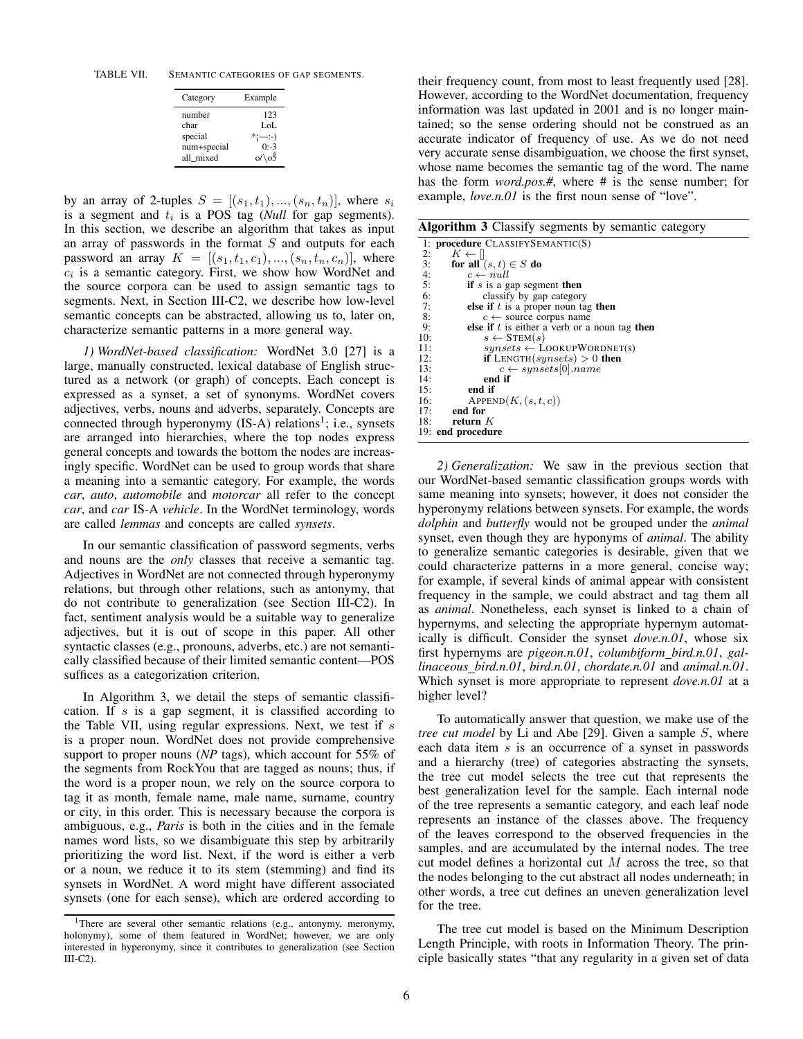TABLE VII. SEMANTIC CATEGORIES OF GAP SEGMENTS.

| Category | Example |
|---|---|
| number | 123 |
| char | LoL |
| special | *¡—:-) |
| num+special | 0:-3 |
| all_mixed | o/\o5̂ |

by an array of 2-tuples $S = [(s_1, t_1), ..., (s_n, t_n)]$, where $s_i$ is a segment and $t_i$ is a POS tag (*Null* for gap segments). In this section, we describe an algorithm that takes as input an array of passwords in the format $S$ and outputs for each password an array $K = [(s_1, t_1, c_1), ..., (s_n, t_n, c_n)]$, where $c_i$ is a semantic category. First, we show how WordNet and the source corpora can be used to assign semantic tags to segments. Next, in Section III-C2, we describe how low-level semantic concepts can be abstracted, allowing us to, later on, characterize semantic patterns in a more general way.

*1) WordNet-based classification:* WordNet 3.0 [27] is a large, manually constructed, lexical database of English structured as a network (or graph) of concepts. Each concept is expressed as a synset, a set of synonyms. WordNet covers adjectives, verbs, nouns and adverbs, separately. Concepts are connected through hyperonymy (IS-A) relations[1]; i.e., synsets are arranged into hierarchies, where the top nodes express general concepts and towards the bottom the nodes are increasingly specific. WordNet can be used to group words that share a meaning into a semantic category. For example, the words *car*, *auto*, *automobile* and *motorcar* all refer to the concept *car*, and *car* IS-A *vehicle*. In the WordNet terminology, words are called *lemmas* and concepts are called *synsets*.

In our semantic classification of password segments, verbs and nouns are the *only* classes that receive a semantic tag. Adjectives in WordNet are not connected through hyperonymy relations, but through other relations, such as antonymy, that do not contribute to generalization (see Section III-C2). In fact, sentiment analysis would be a suitable way to generalize adjectives, but it is out of scope in this paper. All other syntactic classes (e.g., pronouns, adverbs, etc.) are not semantically classified because of their limited semantic content—POS suffices as a categorization criterion.

In Algorithm 3, we detail the steps of semantic classification. If $s$ is a gap segment, it is classified according to the Table VII, using regular expressions. Next, we test if $s$ is a proper noun. WordNet does not provide comprehensive support to proper nouns (*NP* tags), which account for 55% of the segments from RockYou that are tagged as nouns; thus, if the word is a proper noun, we rely on the source corpora to tag it as month, female name, male name, surname, country or city, in this order. This is necessary because the corpora is ambiguous, e.g., *Paris* is both in the cities and in the female names word lists, so we disambiguate this step by arbitrarily prioritizing the word list. Next, if the word is either a verb or a noun, we reduce it to its stem (stemming) and find its synsets in WordNet. A word might have different associated synsets (one for each sense), which are ordered according to their frequency count, from most to least frequently used [28]. However, according to the WordNet documentation, frequency information was last updated in 2001 and is no longer maintained; so the sense ordering should not be construed as an accurate indicator of frequency of use. As we do not need very accurate sense disambiguation, we choose the first synset, whose name becomes the semantic tag of the word. The name has the form *word.pos.#*, where # is the sense number; for example, *love.n.01* is the first noun sense of "love".

[1] There are several other semantic relations (e.g., antonymy, meronymy, holonymy), some of them featured in WordNet; however, we are only interested in hyperonymy, since it contributes to generalization (see Section III-C2).

**Algorithm 3** Classify segments by semantic category

```
1:  procedure CLASSIFYSEMANTIC(S)
2:      K ← []
3:      for all (s, t) ∈ S do
4:          c ← null
5:          if s is a gap segment then
6:              classify by gap category
7:          else if t is a proper noun tag then
8:              c ← source corpus name
9:          else if t is either a verb or a noun tag then
10:             s ← STEM(s)
11:             synsets ← LOOKUPWORDNET(s)
12:             if LENGTH(synsets) > 0 then
13:                 c ← synsets[0].name
14:             end if
15:         end if
16:         APPEND(K, (s, t, c))
17:     end for
18:     return K
19: end procedure
```

*2) Generalization:* We saw in the previous section that our WordNet-based semantic classification groups words with same meaning into synsets; however, it does not consider the hyperonymy relations between synsets. For example, the words *dolphin* and *butterfly* would not be grouped under the *animal* synset, even though they are hyponyms of *animal*. The ability to generalize semantic categories is desirable, given that we could characterize patterns in a more general, concise way; for example, if several kinds of animal appear with consistent frequency in the sample, we could abstract and tag them all as *animal*. Nonetheless, each synset is linked to a chain of hypernyms, and selecting the appropriate hypernym automatically is difficult. Consider the synset *dove.n.01*, whose six first hypernyms are *pigeon.n.01*, *columbiform_bird.n.01*, *gallinaceous_bird.n.01*, *bird.n.01*, *chordate.n.01* and *animal.n.01*. Which synset is more appropriate to represent *dove.n.01* at a higher level?

To automatically answer that question, we make use of the *tree cut model* by Li and Abe [29]. Given a sample $S$, where each data item $s$ is an occurrence of a synset in passwords and a hierarchy (tree) of categories abstracting the synsets, the tree cut model selects the tree cut that represents the best generalization level for the sample. Each internal node of the tree represents a semantic category, and each leaf node represents an instance of the classes above. The frequency of the leaves correspond to the observed frequencies in the samples, and are accumulated by the internal nodes. The tree cut model defines a horizontal cut $M$ across the tree, so that the nodes belonging to the cut abstract all nodes underneath; in other words, a tree cut defines an uneven generalization level for the tree.

The tree cut model is based on the Minimum Description Length Principle, with roots in Information Theory. The principle basically states "that any regularity in a given set of data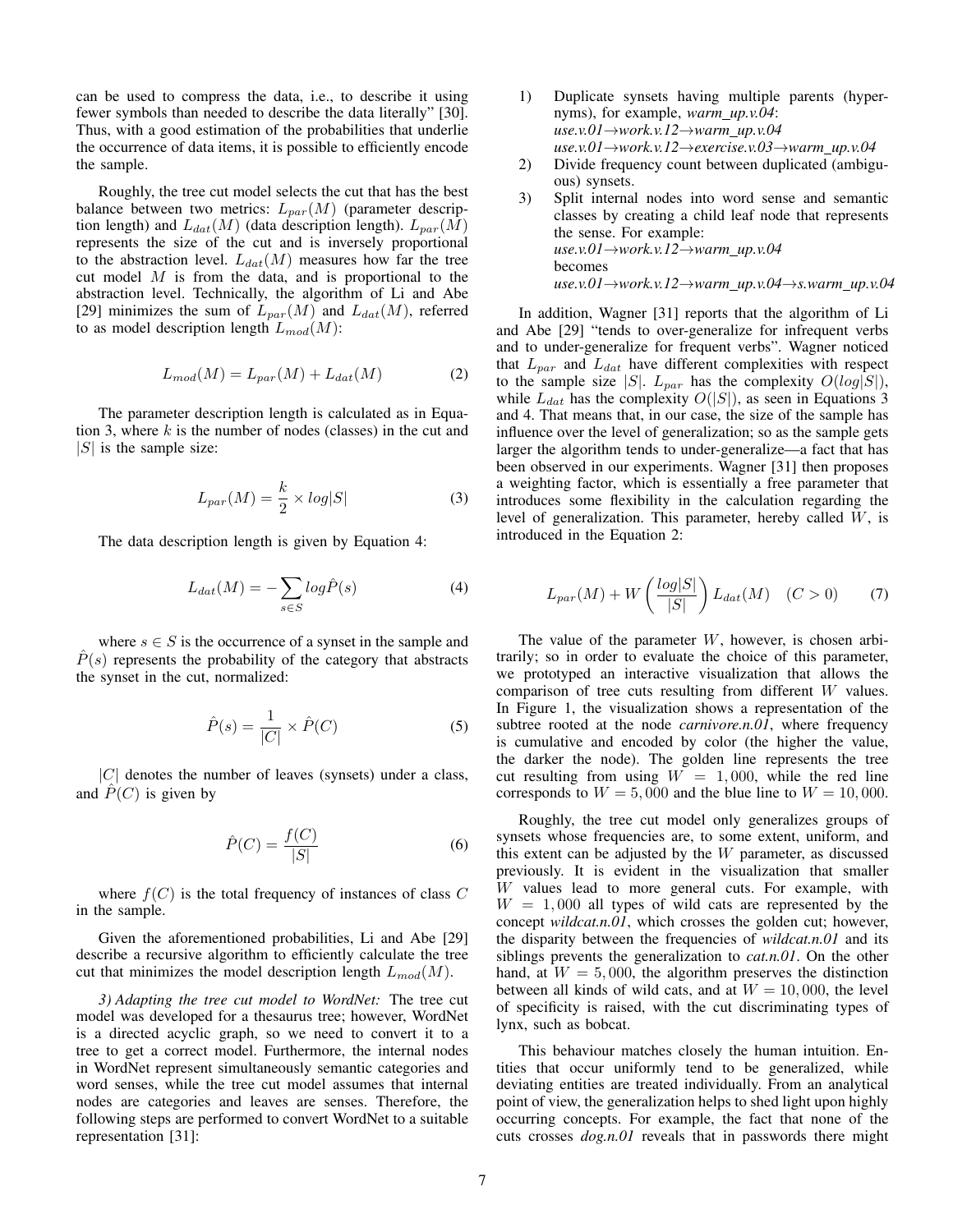can be used to compress the data, i.e., to describe it using fewer symbols than needed to describe the data literally" [30]. Thus, with a good estimation of the probabilities that underlie the occurrence of data items, it is possible to efficiently encode the sample.

Roughly, the tree cut model selects the cut that has the best balance between two metrics: $L_{par}(M)$ (parameter description length) and $L_{dat}(M)$ (data description length). $L_{par}(M)$ represents the size of the cut and is inversely proportional to the abstraction level. $L_{dat}(M)$ measures how far the tree cut model $M$ is from the data, and is proportional to the abstraction level. Technically, the algorithm of Li and Abe [29] minimizes the sum of $L_{par}(M)$ and $L_{dat}(M)$, referred to as model description length $L_{mod}(M)$:

$$L_{mod}(M) = L_{par}(M) + L_{dat}(M) \tag{2}$$

The parameter description length is calculated as in Equation 3, where $k$ is the number of nodes (classes) in the cut and $|S|$ is the sample size:

$$L_{par}(M) = \frac{k}{2} \times log|S| \tag{3}$$

The data description length is given by Equation 4:

$$L_{dat}(M) = -\sum_{s \in S} log\hat{P}(s) \tag{4}$$

where $s \in S$ is the occurrence of a synset in the sample and $\hat{P}(s)$ represents the probability of the category that abstracts the synset in the cut, normalized:

$$\hat{P}(s) = \frac{1}{|C|} \times \hat{P}(C) \tag{5}$$

$|C|$ denotes the number of leaves (synsets) under a class, and $\hat{P}(C)$ is given by

$$\hat{P}(C) = \frac{f(C)}{|S|} \tag{6}$$

where $f(C)$ is the total frequency of instances of class $C$ in the sample.

Given the aforementioned probabilities, Li and Abe [29] describe a recursive algorithm to efficiently calculate the tree cut that minimizes the model description length $L_{mod}(M)$.

*3) Adapting the tree cut model to WordNet:* The tree cut model was developed for a thesaurus tree; however, WordNet is a directed acyclic graph, so we need to convert it to a tree to get a correct model. Furthermore, the internal nodes in WordNet represent simultaneously semantic categories and word senses, while the tree cut model assumes that internal nodes are categories and leaves are senses. Therefore, the following steps are performed to convert WordNet to a suitable representation [31]:

1) Duplicate synsets having multiple parents (hypernyms), for example, *warm_up.v.04*:
   *use.v.01→work.v.12→warm_up.v.04*
   *use.v.01→work.v.12→exercise.v.03→warm_up.v.04*
2) Divide frequency count between duplicated (ambiguous) synsets.
3) Split internal nodes into word sense and semantic classes by creating a child leaf node that represents the sense. For example:
   *use.v.01→work.v.12→warm_up.v.04*
   becomes
   *use.v.01→work.v.12→warm_up.v.04→s.warm_up.v.04*

In addition, Wagner [31] reports that the algorithm of Li and Abe [29] "tends to over-generalize for infrequent verbs and to under-generalize for frequent verbs". Wagner noticed that $L_{par}$ and $L_{dat}$ have different complexities with respect to the sample size $|S|$. $L_{par}$ has the complexity $O(log|S|)$, while $L_{dat}$ has the complexity $O(|S|)$, as seen in Equations 3 and 4. That means that, in our case, the size of the sample has influence over the level of generalization; so as the sample gets larger the algorithm tends to under-generalize—a fact that has been observed in our experiments. Wagner [31] then proposes a weighting factor, which is essentially a free parameter that introduces some flexibility in the calculation regarding the level of generalization. This parameter, hereby called $W$, is introduced in the Equation 2:

$$L_{par}(M) + W\left(\frac{log|S|}{|S|}\right)L_{dat}(M) \quad (C > 0) \tag{7}$$

The value of the parameter $W$, however, is chosen arbitrarily; so in order to evaluate the choice of this parameter, we prototyped an interactive visualization that allows the comparison of tree cuts resulting from different $W$ values. In Figure 1, the visualization shows a representation of the subtree rooted at the node *carnivore.n.01*, where frequency is cumulative and encoded by color (the higher the value, the darker the node). The golden line represents the tree cut resulting from using $W = 1,000$, while the red line corresponds to $W = 5,000$ and the blue line to $W = 10,000$.

Roughly, the tree cut model only generalizes groups of synsets whose frequencies are, to some extent, uniform, and this extent can be adjusted by the $W$ parameter, as discussed previously. It is evident in the visualization that smaller $W$ values lead to more general cuts. For example, with $W = 1,000$ all types of wild cats are represented by the concept *wildcat.n.01*, which crosses the golden cut; however, the disparity between the frequencies of *wildcat.n.01* and its siblings prevents the generalization to *cat.n.01*. On the other hand, at $W = 5,000$, the algorithm preserves the distinction between all kinds of wild cats, and at $W = 10,000$, the level of specificity is raised, with the cut discriminating types of lynx, such as bobcat.

This behaviour matches closely the human intuition. Entities that occur uniformly tend to be generalized, while deviating entities are treated individually. From an analytical point of view, the generalization helps to shed light upon highly occurring concepts. For example, the fact that none of the cuts crosses *dog.n.01* reveals that in passwords there might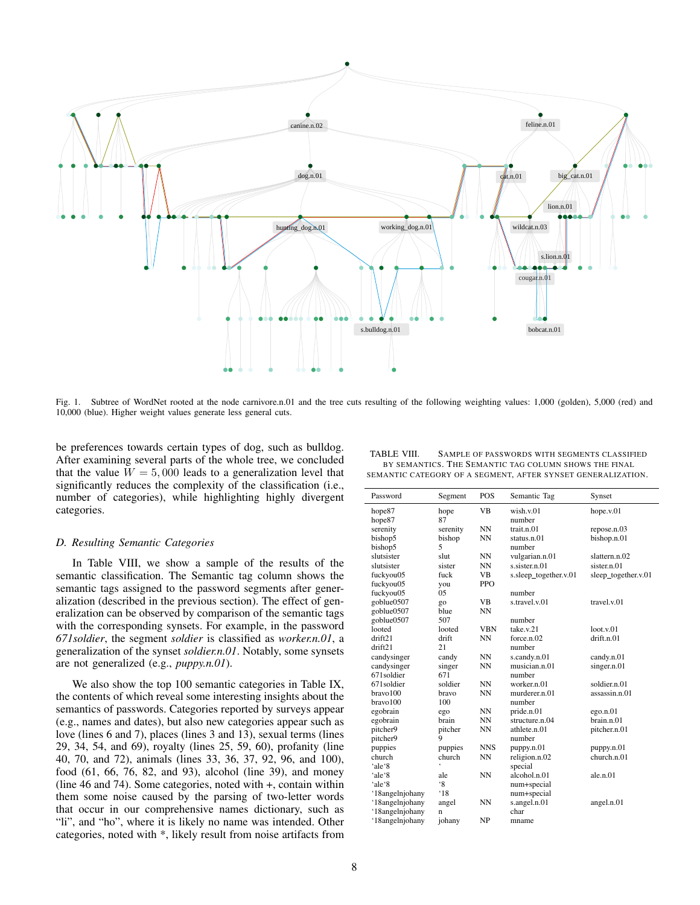Fig. 1. Subtree of WordNet rooted at the node carnivore.n.01 and the tree cuts resulting of the following weighting values: 1,000 (golden), 5,000 (red) and 10,000 (blue). Higher weight values generate less general cuts.

be preferences towards certain types of dog, such as bulldog. After examining several parts of the whole tree, we concluded that the value $W = 5,000$ leads to a generalization level that significantly reduces the complexity of the classification (i.e., number of categories), while highlighting highly divergent categories.

### D. Resulting Semantic Categories

In Table VIII, we show a sample of the results of the semantic classification. The Semantic tag column shows the semantic tags assigned to the password segments after generalization (described in the previous section). The effect of generalization can be observed by comparison of the semantic tags with the corresponding synsets. For example, in the password *671soldier*, the segment *soldier* is classified as *worker.n.01*, a generalization of the synset *soldier.n.01*. Notably, some synsets are not generalized (e.g., *puppy.n.01*).

We also show the top 100 semantic categories in Table IX, the contents of which reveal some interesting insights about the semantics of passwords. Categories reported by surveys appear (e.g., names and dates), but also new categories appear such as love (lines 6 and 7), places (lines 3 and 13), sexual terms (lines 29, 34, 54, and 69), royalty (lines 25, 59, 60), profanity (line 40, 70, and 72), animals (lines 33, 36, 37, 92, 96, and 100), food (61, 66, 76, 82, and 93), alcohol (line 39), and money (line 46 and 74). Some categories, noted with +, contain within them some noise caused by the parsing of two-letter words that occur in our comprehensive names dictionary, such as "li", and "ho", where it is likely no name was intended. Other categories, noted with *, likely result from noise artifacts from

TABLE VIII. SAMPLE OF PASSWORDS WITH SEGMENTS CLASSIFIED BY SEMANTICS. THE SEMANTIC TAG COLUMN SHOWS THE FINAL SEMANTIC CATEGORY OF A SEGMENT, AFTER SYNSET GENERALIZATION.

| Password | Segment | POS | Semantic Tag | Synset |
|---|---|---|---|---|
| hope87 | hope | VB | wish.v.01 | hope.v.01 |
| hope87 | 87 | | number | |
| serenity | serenity | NN | trait.n.01 | repose.n.03 |
| bishop5 | bishop | NN | status.n.01 | bishop.n.01 |
| bishop5 | 5 | | number | |
| slutsister | slut | NN | vulgarian.n.01 | slattern.n.02 |
| slutsister | sister | NN | s.sister.n.01 | sister.n.01 |
| fuckyou05 | fuck | VB | s.sleep_together.v.01 | sleep_together.v.01 |
| fuckyou05 | you | PPO | | |
| fuckyou05 | 05 | | number | |
| goblue0507 | go | VB | s.travel.v.01 | travel.v.01 |
| goblue0507 | blue | NN | | |
| goblue0507 | 507 | | number | |
| looted | looted | VBN | take.v.21 | loot.v.01 |
| drift21 | drift | NN | force.n.02 | drift.n.01 |
| drift21 | 21 | | number | |
| candysinger | candy | NN | s.candy.n.01 | candy.n.01 |
| candysinger | singer | NN | musician.n.01 | singer.n.01 |
| 671soldier | 671 | | number | |
| 671soldier | soldier | NN | worker.n.01 | soldier.n.01 |
| bravo100 | bravo | NN | murderer.n.01 | assassin.n.01 |
| bravo100 | 100 | | number | |
| egobrain | ego | NN | pride.n.01 | ego.n.01 |
| egobrain | brain | NN | structure.n.04 | brain.n.01 |
| pitcher9 | pitcher | NN | athlete.n.01 | pitcher.n.01 |
| pitcher9 | 9 | | number | |
| puppies | puppies | NNS | puppy.n.01 | puppy.n.01 |
| church | church | NN | religion.n.02 | church.n.01 |
| 'ale'8 | ' | | special | |
| 'ale'8 | ale | NN | alcohol.n.01 | ale.n.01 |
| 'ale'8 | '8 | | num+special | |
| '18angelnjohany | '18 | | num+special | |
| '18angelnjohany | angel | NN | s.angel.n.01 | angel.n.01 |
| '18angelnjohany | n | | char | |
| '18angelnjohany | johany | NP | mname | |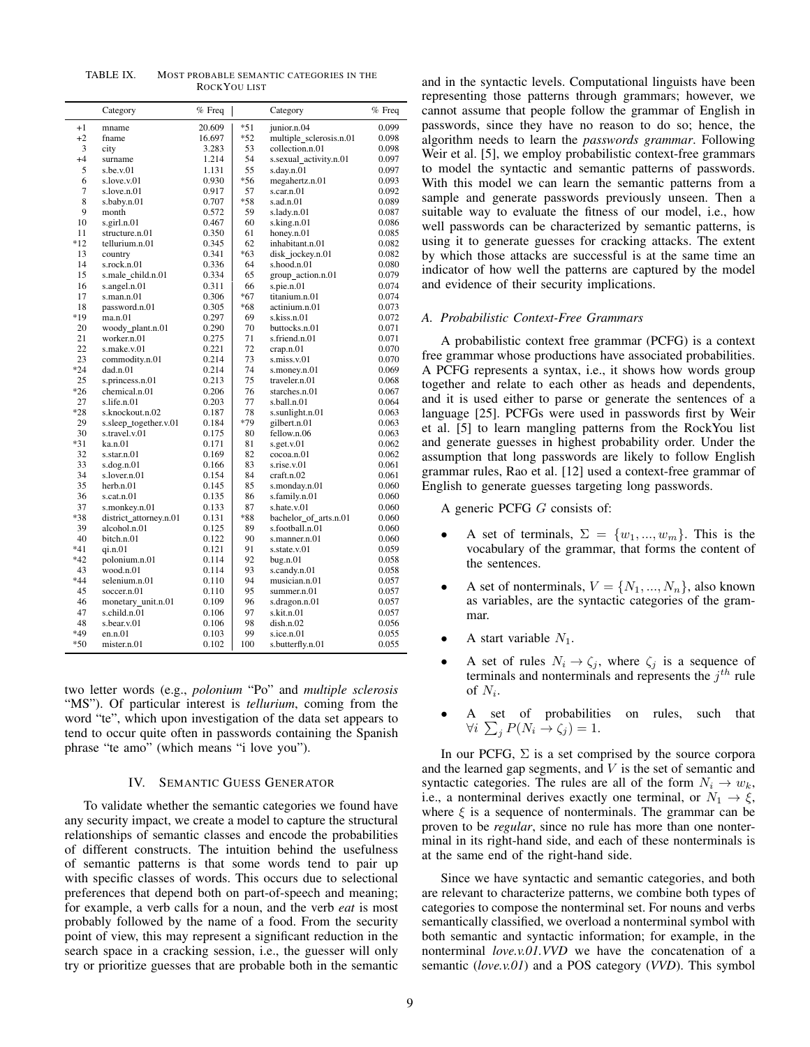TABLE IX. MOST PROBABLE SEMANTIC CATEGORIES IN THE ROCKYOU LIST

| | Category | % Freq | | Category | % Freq |
|---|---|---|---|---|---|
| +1 | mname | 20.609 | *51 | junior.n.04 | 0.099 |
| +2 | fname | 16.697 | *52 | multiple_sclerosis.n.01 | 0.098 |
| 3 | city | 3.283 | 53 | collection.n.01 | 0.098 |
| +4 | surname | 1.214 | 54 | s.sexual_activity.n.01 | 0.097 |
| 5 | s.be.v.01 | 1.131 | 55 | s.day.n.01 | 0.097 |
| 6 | s.love.v.01 | 0.930 | *56 | megahertz.n.01 | 0.093 |
| 7 | s.love.n.01 | 0.917 | 57 | s.car.n.01 | 0.092 |
| 8 | s.baby.n.01 | 0.707 | *58 | s.ad.n.01 | 0.089 |
| 9 | month | 0.572 | 59 | s.lady.n.01 | 0.087 |
| 10 | s.girl.n.01 | 0.467 | 60 | s.king.n.01 | 0.086 |
| 11 | structure.n.01 | 0.350 | 61 | honey.n.01 | 0.085 |
| *12 | tellurium.n.01 | 0.345 | 62 | inhabitant.n.01 | 0.082 |
| 13 | country | 0.341 | *63 | disk_jockey.n.01 | 0.082 |
| 14 | s.rock.n.01 | 0.336 | 64 | s.hood.n.01 | 0.080 |
| 15 | s.male_child.n.01 | 0.334 | 65 | group_action.n.01 | 0.079 |
| 16 | s.angel.n.01 | 0.311 | 66 | s.pie.n.01 | 0.074 |
| 17 | s.man.n.01 | 0.306 | *67 | titanium.n.01 | 0.074 |
| 18 | password.n.01 | 0.305 | *68 | actinium.n.01 | 0.073 |
| *19 | ma.n.01 | 0.297 | 69 | s.kiss.n.01 | 0.072 |
| 20 | woody_plant.n.01 | 0.290 | 70 | buttocks.n.01 | 0.071 |
| 21 | worker.n.01 | 0.275 | 71 | s.friend.n.01 | 0.071 |
| 22 | s.make.v.01 | 0.221 | 72 | crap.n.01 | 0.070 |
| 23 | commodity.n.01 | 0.214 | 73 | s.miss.v.01 | 0.070 |
| *24 | dad.n.01 | 0.214 | 74 | s.money.n.01 | 0.069 |
| 25 | s.princess.n.01 | 0.213 | 75 | traveler.n.01 | 0.068 |
| *26 | chemical.n.01 | 0.206 | 76 | starches.n.01 | 0.067 |
| 27 | s.life.n.01 | 0.203 | 77 | s.ball.n.01 | 0.064 |
| *28 | s.knockout.n.02 | 0.187 | 78 | s.sunlight.n.01 | 0.063 |
| 29 | s.sleep_together.v.01 | 0.184 | *79 | gilbert.n.01 | 0.063 |
| 30 | s.travel.v.01 | 0.175 | 80 | fellow.n.06 | 0.063 |
| *31 | ka.n.01 | 0.171 | 81 | s.get.v.01 | 0.062 |
| 32 | s.star.n.01 | 0.169 | 82 | cocoa.n.01 | 0.062 |
| 33 | s.dog.n.01 | 0.166 | 83 | s.rise.v.01 | 0.061 |
| 34 | s.lover.n.01 | 0.154 | 84 | craft.n.02 | 0.061 |
| 35 | herb.n.01 | 0.145 | 85 | s.monday.n.01 | 0.060 |
| 36 | s.cat.n.01 | 0.135 | 86 | s.family.n.01 | 0.060 |
| 37 | s.monkey.n.01 | 0.133 | 87 | s.hate.v.01 | 0.060 |
| *38 | district_attorney.n.01 | 0.131 | *88 | bachelor_of_arts.n.01 | 0.060 |
| 39 | alcohol.n.01 | 0.125 | 89 | s.football.n.01 | 0.060 |
| 40 | bitch.n.01 | 0.122 | 90 | s.manner.n.01 | 0.060 |
| *41 | qi.n.01 | 0.121 | 91 | s.state.v.01 | 0.059 |
| *42 | polonium.n.01 | 0.114 | 92 | bug.n.01 | 0.058 |
| 43 | wood.n.01 | 0.114 | 93 | s.candy.n.01 | 0.058 |
| *44 | selenium.n.01 | 0.110 | 94 | musician.n.01 | 0.057 |
| 45 | soccer.n.01 | 0.110 | 95 | summer.n.01 | 0.057 |
| 46 | monetary_unit.n.01 | 0.109 | 96 | s.dragon.n.01 | 0.057 |
| 47 | s.child.n.01 | 0.106 | 97 | s.kit.n.01 | 0.057 |
| 48 | s.bear.v.01 | 0.106 | 98 | dish.n.02 | 0.056 |
| *49 | en.n.01 | 0.103 | 99 | s.ice.n.01 | 0.055 |
| *50 | mister.n.01 | 0.102 | 100 | s.butterfly.n.01 | 0.055 |

two letter words (e.g., *polonium* "Po" and *multiple sclerosis* "MS"). Of particular interest is *tellurium*, coming from the word "te", which upon investigation of the data set appears to tend to occur quite often in passwords containing the Spanish phrase "te amo" (which means "i love you").

## IV. SEMANTIC GUESS GENERATOR

To validate whether the semantic categories we found have any security impact, we create a model to capture the structural relationships of semantic classes and encode the probabilities of different constructs. The intuition behind the usefulness of semantic patterns is that some words tend to pair up with specific classes of words. This occurs due to selectional preferences that depend both on part-of-speech and meaning; for example, a verb calls for a noun, and the verb *eat* is most probably followed by the name of a food. From the security point of view, this may represent a significant reduction in the search space in a cracking session, i.e., the guesser will only try or prioritize guesses that are probable both in the semantic and in the syntactic levels. Computational linguists have been representing those patterns through grammars; however, we cannot assume that people follow the grammar of English in passwords, since they have no reason to do so; hence, the algorithm needs to learn the *passwords grammar*. Following Weir et al. [5], we employ probabilistic context-free grammars to model the syntactic and semantic patterns of passwords. With this model we can learn the semantic patterns from a sample and generate passwords previously unseen. Then a suitable way to evaluate the fitness of our model, i.e., how well passwords can be characterized by semantic patterns, is using it to generate guesses for cracking attacks. The extent by which those attacks are successful is at the same time an indicator of how well the patterns are captured by the model and evidence of their security implications.

### A. Probabilistic Context-Free Grammars

A probabilistic context free grammar (PCFG) is a context free grammar whose productions have associated probabilities. A PCFG represents a syntax, i.e., it shows how words group together and relate to each other as heads and dependents, and it is used either to parse or generate the sentences of a language [25]. PCFGs were used in passwords first by Weir et al. [5] to learn mangling patterns from the RockYou list and generate guesses in highest probability order. Under the assumption that long passwords are likely to follow English grammar rules, Rao et al. [12] used a context-free grammar of English to generate guesses targeting long passwords.

A generic PCFG $G$ consists of:

- A set of terminals, $\Sigma = \{w_1, ..., w_m\}$. This is the vocabulary of the grammar, that forms the content of the sentences.
- A set of nonterminals, $V = \{N_1, ..., N_n\}$, also known as variables, are the syntactic categories of the grammar.
- A start variable $N_1$.
- A set of rules $N_i \rightarrow \zeta_j$, where $\zeta_j$ is a sequence of terminals and nonterminals and represents the $j^{th}$ rule of $N_i$.
- A set of probabilities on rules, such that $\forall i \; \sum_j P(N_i \rightarrow \zeta_j) = 1$.

In our PCFG, $\Sigma$ is a set comprised by the source corpora and the learned gap segments, and $V$ is the set of semantic and syntactic categories. The rules are all of the form $N_i \rightarrow w_k$, i.e., a nonterminal derives exactly one terminal, or $N_1 \rightarrow \xi$, where $\xi$ is a sequence of nonterminals. The grammar can be proven to be *regular*, since no rule has more than one nonterminal in its right-hand side, and each of these nonterminals is at the same end of the right-hand side.

Since we have syntactic and semantic categories, and both are relevant to characterize patterns, we combine both types of categories to compose the nonterminal set. For nouns and verbs semantically classified, we overload a nonterminal symbol with both semantic and syntactic information; for example, in the nonterminal *love.v.01.VVD* we have the concatenation of a semantic (*love.v.01*) and a POS category (*VVD*). This symbol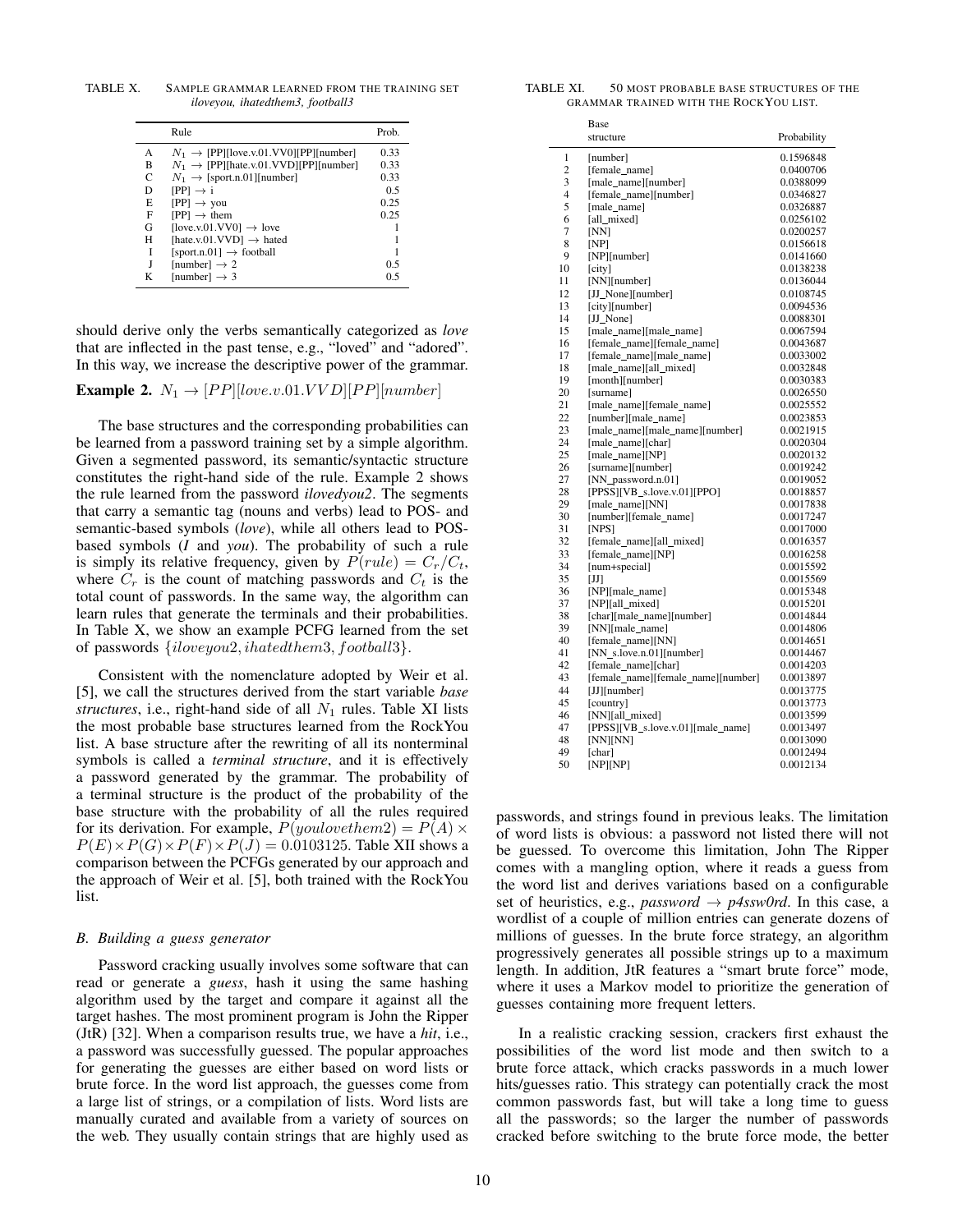TABLE X. SAMPLE GRAMMAR LEARNED FROM THE TRAINING SET *iloveyou, ihatedthem3, football3*

| | Rule | Prob. |
|---|---|---|
| A | $N_1 \rightarrow$ [PP][love.v.01.VV0][PP][number] | 0.33 |
| B | $N_1 \rightarrow$ [PP][hate.v.01.VVD][PP][number] | 0.33 |
| C | $N_1 \rightarrow$ [sport.n.01][number] | 0.33 |
| D | [PP] $\rightarrow$ i | 0.5 |
| E | [PP] $\rightarrow$ you | 0.25 |
| F | [PP] $\rightarrow$ them | 0.25 |
| G | [love.v.01.VV0] $\rightarrow$ love | 1 |
| H | [hate.v.01.VVD] $\rightarrow$ hated | 1 |
| I | [sport.n.01] $\rightarrow$ football | 1 |
| J | [number] $\rightarrow$ 2 | 0.5 |
| K | [number] $\rightarrow$ 3 | 0.5 |

should derive only the verbs semantically categorized as *love* that are inflected in the past tense, e.g., "loved" and "adored". In this way, we increase the descriptive power of the grammar.

**Example 2.** $N_1 \rightarrow [PP][love.v.01.VVD][PP][number]$

The base structures and the corresponding probabilities can be learned from a password training set by a simple algorithm. Given a segmented password, its semantic/syntactic structure constitutes the right-hand side of the rule. Example 2 shows the rule learned from the password *ilovedyou2*. The segments that carry a semantic tag (nouns and verbs) lead to POS- and semantic-based symbols (*love*), while all others lead to POS-based symbols (*I* and *you*). The probability of such a rule is simply its relative frequency, given by $P(rule) = C_r/C_t$, where $C_r$ is the count of matching passwords and $C_t$ is the total count of passwords. In the same way, the algorithm can learn rules that generate the terminals and their probabilities. In Table X, we show an example PCFG learned from the set of passwords $\{iloveyou2, ihatedthem3, football3\}$.

Consistent with the nomenclature adopted by Weir et al. [5], we call the structures derived from the start variable *base structures*, i.e., right-hand side of all $N_1$ rules. Table XI lists the most probable base structures learned from the RockYou list. A base structure after the rewriting of all its nonterminal symbols is called a *terminal structure*, and it is effectively a password generated by the grammar. The probability of a terminal structure is the product of the probability of the base structure with the probability of all the rules required for its derivation. For example, $P(youlovethem2) = P(A) \times P(E) \times P(G) \times P(F) \times P(J) = 0.0103125$. Table XII shows a comparison between the PCFGs generated by our approach and the approach of Weir et al. [5], both trained with the RockYou list.

### B. Building a guess generator

Password cracking usually involves some software that can read or generate a *guess*, hash it using the same hashing algorithm used by the target and compare it against all the target hashes. The most prominent program is John the Ripper (JtR) [32]. When a comparison results true, we have a *hit*, i.e., a password was successfully guessed. The popular approaches for generating the guesses are either based on word lists or brute force. In the word list approach, the guesses come from a large list of strings, or a compilation of lists. Word lists are manually curated and available from a variety of sources on the web. They usually contain strings that are highly used as passwords, and strings found in previous leaks. The limitation of word lists is obvious: a password not listed there will not be guessed. To overcome this limitation, John The Ripper comes with a mangling option, where it reads a guess from the word list and derives variations based on a configurable set of heuristics, e.g., *password* → *p4ssw0rd*. In this case, a wordlist of a couple of million entries can generate dozens of millions of guesses. In the brute force strategy, an algorithm progressively generates all possible strings up to a maximum length. In addition, JtR features a "smart brute force" mode, where it uses a Markov model to prioritize the generation of guesses containing more frequent letters.

In a realistic cracking session, crackers first exhaust the possibilities of the word list mode and then switch to a brute force attack, which cracks passwords in a much lower hits/guesses ratio. This strategy can potentially crack the most common passwords fast, but will take a long time to guess all the passwords; so the larger the number of passwords cracked before switching to the brute force mode, the better

TABLE XI. 50 MOST PROBABLE BASE STRUCTURES OF THE GRAMMAR TRAINED WITH THE ROCKYOU LIST.

| | Base structure | Probability |
|---|---|---|
| 1 | [number] | 0.1596848 |
| 2 | [female_name] | 0.0400706 |
| 3 | [male_name][number] | 0.0388099 |
| 4 | [female_name][number] | 0.0346827 |
| 5 | [male_name] | 0.0326887 |
| 6 | [all_mixed] | 0.0256102 |
| 7 | [NN] | 0.0200257 |
| 8 | [NP] | 0.0156618 |
| 9 | [NP][number] | 0.0141660 |
| 10 | [city] | 0.0138238 |
| 11 | [NN][number] | 0.0136044 |
| 12 | [JJ_None][number] | 0.0108745 |
| 13 | [city][number] | 0.0094536 |
| 14 | [JJ_None] | 0.0088301 |
| 15 | [male_name][male_name] | 0.0067594 |
| 16 | [female_name][female_name] | 0.0043687 |
| 17 | [female_name][male_name] | 0.0033002 |
| 18 | [male_name][all_mixed] | 0.0032848 |
| 19 | [month][number] | 0.0030383 |
| 20 | [surname] | 0.0026550 |
| 21 | [male_name][female_name] | 0.0025552 |
| 22 | [number][male_name] | 0.0023853 |
| 23 | [male_name][male_name][number] | 0.0021915 |
| 24 | [male_name][char] | 0.0020304 |
| 25 | [male_name][NP] | 0.0020132 |
| 26 | [surname][number] | 0.0019242 |
| 27 | [NN_password.n.01] | 0.0019052 |
| 28 | [PPSS][VB_s.love.v.01][PPO] | 0.0018857 |
| 29 | [male_name][NN] | 0.0017838 |
| 30 | [number][female_name] | 0.0017247 |
| 31 | [NPS] | 0.0017000 |
| 32 | [female_name][all_mixed] | 0.0016357 |
| 33 | [female_name][NP] | 0.0016258 |
| 34 | [num+special] | 0.0015592 |
| 35 | [JJ] | 0.0015569 |
| 36 | [NP][male_name] | 0.0015348 |
| 37 | [NP][all_mixed] | 0.0015201 |
| 38 | [char][male_name][number] | 0.0014844 |
| 39 | [NN][male_name] | 0.0014806 |
| 40 | [female_name][NN] | 0.0014651 |
| 41 | [NN_s.love.n.01][number] | 0.0014467 |
| 42 | [female_name][char] | 0.0014203 |
| 43 | [female_name][female_name][number] | 0.0013897 |
| 44 | [JJ][number] | 0.0013775 |
| 45 | [country] | 0.0013773 |
| 46 | [NN][all_mixed] | 0.0013599 |
| 47 | [PPSS][VB_s.love.v.01][male_name] | 0.0013497 |
| 48 | [NN][NN] | 0.0013090 |
| 49 | [char] | 0.0012494 |
| 50 | [NP][NP] | 0.0012134 |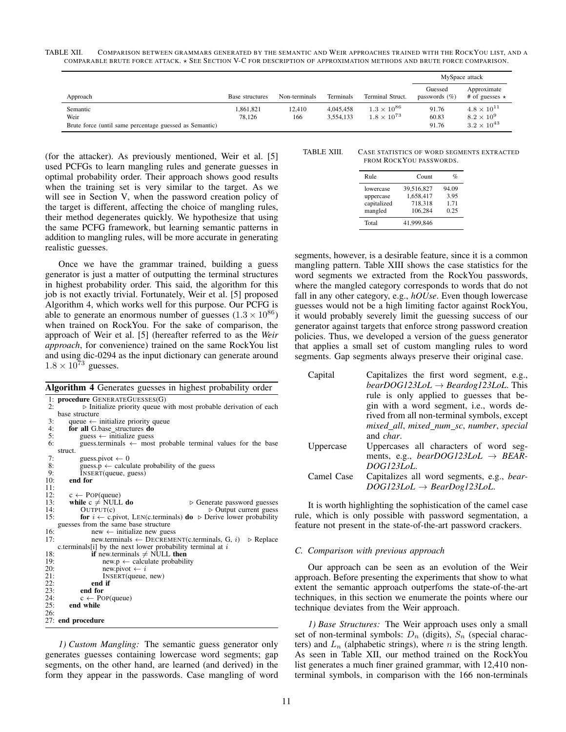TABLE XII. Comparison between grammars generated by the semantic and Weir approaches trained with the RockYou list, and a comparable brute force attack. ⋆ See Section V-C for description of approximation methods and brute force comparison.

| Approach | Base structures | Non-terminals | Terminals | Terminal Struct. | MySpace attack | |
|---|---|---|---|---|---|---|
| | | | | | Guessed passwords (%) | Approximate # of guesses ⋆ |
| Semantic | 1,861,821 | 12,410 | 4,045,458 | $1.3 \times 10^{86}$ | 91.76 | $4.8 \times 10^{11}$ |
| Weir | 78,126 | 166 | 3,554,133 | $1.8 \times 10^{73}$ | 60.83 | $8.2 \times 10^{9}$ |
| Brute force (until same percentage guessed as Semantic) | | | | | 91.76 | $3.2 \times 10^{43}$ |

(for the attacker). As previously mentioned, Weir et al. [5] used PCFGs to learn mangling rules and generate guesses in optimal probability order. Their approach shows good results when the training set is very similar to the target. As we will see in Section V, when the password creation policy of the target is different, affecting the choice of mangling rules, their method degenerates quickly. We hypothesize that using the same PCFG framework, but learning semantic patterns in addition to mangling rules, will be more accurate in generating realistic guesses.

Once we have the grammar trained, building a guess generator is just a matter of outputting the terminal structures in highest probability order. This said, the algorithm for this job is not exactly trivial. Fortunately, Weir et al. [5] proposed Algorithm 4, which works well for this purpose. Our PCFG is able to generate an enormous number of guesses ($1.3 \times 10^{86}$) when trained on RockYou. For the sake of comparison, the approach of Weir et al. [5] (hereafter referred to as the *Weir approach*, for convenience) trained on the same RockYou list and using dic-0294 as the input dictionary can generate around $1.8 \times 10^{73}$ guesses.

**Algorithm 4** Generates guesses in highest probability order

```
1:  procedure GENERATEGUESSES(G)
2:      ▷ Initialize priority queue with most probable derivation of each
    base structure
3:      queue ← initialize priority queue
4:      for all G.base_structures do
5:          guess ← initialize guess
6:          guess.terminals ← most probable terminal values for the base
    struct.
7:          guess.pivot ← 0
8:          guess.p ← calculate probability of the guess
9:          INSERT(queue, guess)
10:     end for
11:
12:     c ← POP(queue)
13:     while c ≠ NULL do                         ▷ Generate password guesses
14:         OUTPUT(c)                                   ▷ Output current guess
15:         for i ← c.pivot, LEN(c.terminals) do  ▷ Derive lower probability
    guesses from the same base structure
16:             new ← initialize new guess
17:             new.terminals ← DECREMENT(c.terminals, G, i)    ▷ Replace
    c.terminals[i] by the next lower probability terminal at i
18:             if new.terminals ≠ NULL then
19:                 new.p ← calculate probability
20:                 new.pivot ← i
21:                 INSERT(queue, new)
22:             end if
23:         end for
24:         c ← POP(queue)
25:     end while
26:
27: end procedure
```

*1) Custom Mangling:* The semantic guess generator only generates guesses containing lowercase word segments; gap segments, on the other hand, are learned (and derived) in the form they appear in the passwords. Case mangling of word segments, however, is a desirable feature, since it is a common mangling pattern. Table XIII shows the case statistics for the word segments we extracted from the RockYou passwords, where the mangled category corresponds to words that do not fall in any other category, e.g., *hOUse*. Even though lowercase guesses would not be a high limiting factor against RockYou, it would probably severely limit the guessing success of our generator against targets that enforce strong password creation policies. Thus, we developed a version of the guess generator that applies a small set of custom mangling rules to word segments. Gap segments always preserve their original case.

TABLE XIII. Case statistics of word segments extracted from RockYou passwords.

| Rule | Count | % |
|---|---|---|
| lowercase | 39,516,827 | 94.09 |
| uppercase | 1,658,417 | 3.95 |
| capitalized | 718,318 | 1.71 |
| mangled | 106,284 | 0.25 |
| Total | 41,999,846 | |

- **Capital**: Capitalizes the first word segment, e.g., *bearDOG123LoL* → *Beardog123LoL*. This rule is only applied to guesses that begin with a word segment, i.e., words derived from all non-terminal symbols, except *mixed_all*, *mixed_num_sc*, *number*, *special* and *char*.
- **Uppercase**: Uppercases all characters of word segments, e.g., *bearDOG123LoL* → *BEARDOG123LoL*.
- **Camel Case**: Capitalizes all word segments, e.g., *bearDOG123LoL* → *BearDog123LoL*.

It is worth highlighting the sophistication of the camel case rule, which is only possible with password segmentation, a feature not present in the state-of-the-art password crackers.

### C. Comparison with previous approach

Our approach can be seen as an evolution of the Weir approach. Before presenting the experiments that show to what extent the semantic approach outperfoms the state-of-the-art techniques, in this section we enumerate the points where our technique deviates from the Weir approach.

*1) Base Structures:* The Weir approach uses only a small set of non-terminal symbols: $D_n$ (digits), $S_n$ (special characters) and $L_n$ (alphabetic strings), where $n$ is the string length. As seen in Table XII, our method trained on the RockYou list generates a much finer grained grammar, with 12,410 non-terminal symbols, in comparison with the 166 non-terminals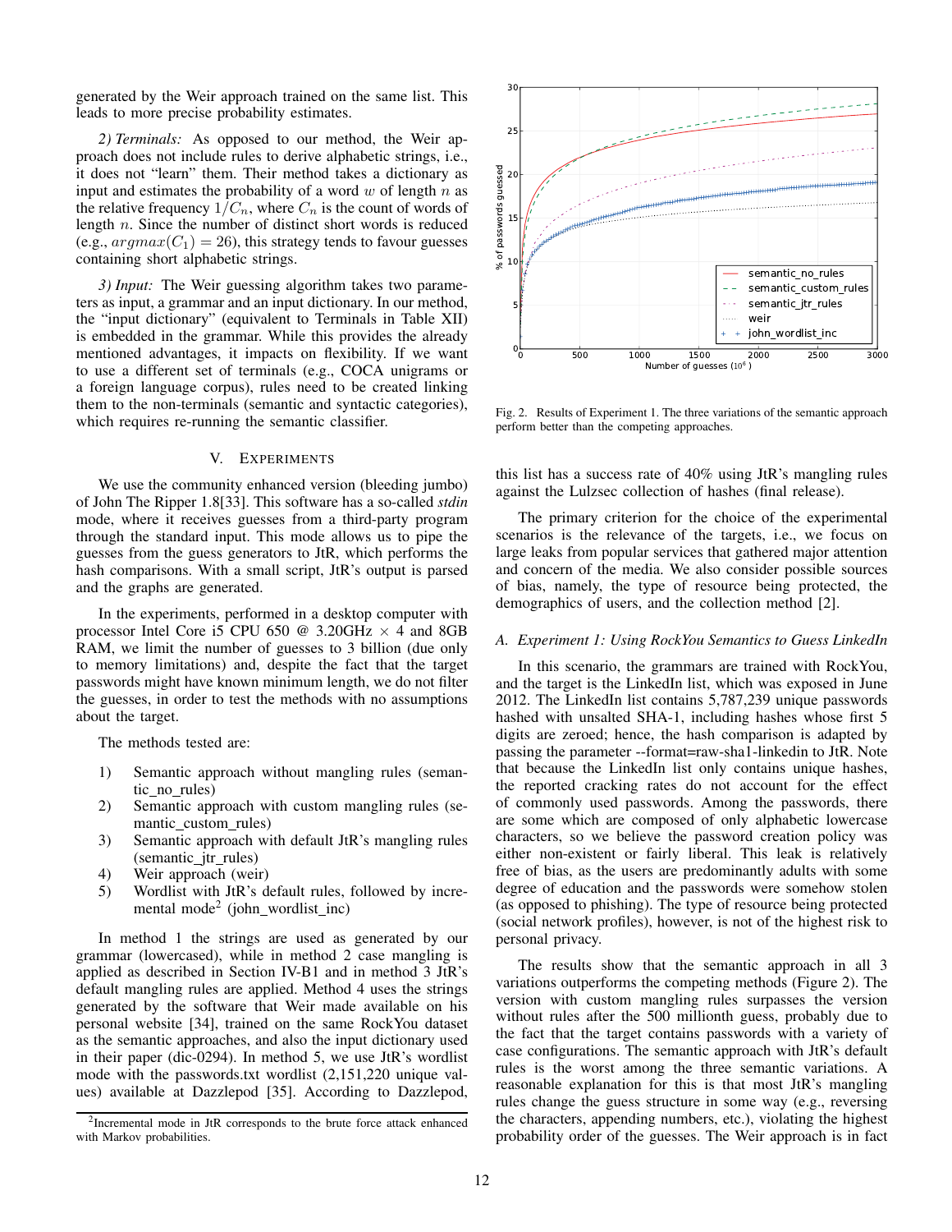generated by the Weir approach trained on the same list. This leads to more precise probability estimates.

*2) Terminals:* As opposed to our method, the Weir approach does not include rules to derive alphabetic strings, i.e., it does not "learn" them. Their method takes a dictionary as input and estimates the probability of a word $w$ of length $n$ as the relative frequency $1/C_n$, where $C_n$ is the count of words of length $n$. Since the number of distinct short words is reduced (e.g., $argmax(C_1) = 26$), this strategy tends to favour guesses containing short alphabetic strings.

*3) Input:* The Weir guessing algorithm takes two parameters as input, a grammar and an input dictionary. In our method, the "input dictionary" (equivalent to Terminals in Table XII) is embedded in the grammar. While this provides the already mentioned advantages, it impacts on flexibility. If we want to use a different set of terminals (e.g., COCA unigrams or a foreign language corpus), rules need to be created linking them to the non-terminals (semantic and syntactic categories), which requires re-running the semantic classifier.

## V. EXPERIMENTS

We use the community enhanced version (bleeding jumbo) of John The Ripper 1.8[33]. This software has a so-called *stdin* mode, where it receives guesses from a third-party program through the standard input. This mode allows us to pipe the guesses from the guess generators to JtR, which performs the hash comparisons. With a small script, JtR's output is parsed and the graphs are generated.

In the experiments, performed in a desktop computer with processor Intel Core i5 CPU 650 @ 3.20GHz × 4 and 8GB RAM, we limit the number of guesses to 3 billion (due only to memory limitations) and, despite the fact that the target passwords might have known minimum length, we do not filter the guesses, in order to test the methods with no assumptions about the target.

The methods tested are:

1) Semantic approach without mangling rules (semantic_no_rules)
2) Semantic approach with custom mangling rules (semantic_custom_rules)
3) Semantic approach with default JtR's mangling rules (semantic_jtr_rules)
4) Weir approach (weir)
5) Wordlist with JtR's default rules, followed by incremental mode[2] (john_wordlist_inc)

In method 1 the strings are used as generated by our grammar (lowercased), while in method 2 case mangling is applied as described in Section IV-B1 and in method 3 JtR's default mangling rules are applied. Method 4 uses the strings generated by the software that Weir made available on his personal website [34], trained on the same RockYou dataset as the semantic approaches, and also the input dictionary used in their paper (dic-0294). In method 5, we use JtR's wordlist mode with the passwords.txt wordlist (2,151,220 unique values) available at Dazzlepod [35]. According to Dazzlepod, this list has a success rate of 40% using JtR's mangling rules against the Lulzsec collection of hashes (final release).

[2] Incremental mode in JtR corresponds to the brute force attack enhanced with Markov probabilities.

Fig. 2. Results of Experiment 1. The three variations of the semantic approach perform better than the competing approaches.

The primary criterion for the choice of the experimental scenarios is the relevance of the targets, i.e., we focus on large leaks from popular services that gathered major attention and concern of the media. We also consider possible sources of bias, namely, the type of resource being protected, the demographics of users, and the collection method [2].

### A. Experiment 1: Using RockYou Semantics to Guess LinkedIn

In this scenario, the grammars are trained with RockYou, and the target is the LinkedIn list, which was exposed in June 2012. The LinkedIn list contains 5,787,239 unique passwords hashed with unsalted SHA-1, including hashes whose first 5 digits are zeroed; hence, the hash comparison is adapted by passing the parameter --format=raw-sha1-linkedin to JtR. Note that because the LinkedIn list only contains unique hashes, the reported cracking rates do not account for the effect of commonly used passwords. Among the passwords, there are some which are composed of only alphabetic lowercase characters, so we believe the password creation policy was either non-existent or fairly liberal. This leak is relatively free of bias, as the users are predominantly adults with some degree of education and the passwords were somehow stolen (as opposed to phishing). The type of resource being protected (social network profiles), however, is not of the highest risk to personal privacy.

The results show that the semantic approach in all 3 variations outperforms the competing methods (Figure 2). The version with custom mangling rules surpasses the version without rules after the 500 millionth guess, probably due to the fact that the target contains passwords with a variety of case configurations. The semantic approach with JtR's default rules is the worst among the three semantic variations. A reasonable explanation for this is that most JtR's mangling rules change the guess structure in some way (e.g., reversing the characters, appending numbers, etc.), violating the highest probability order of the guesses. The Weir approach is in fact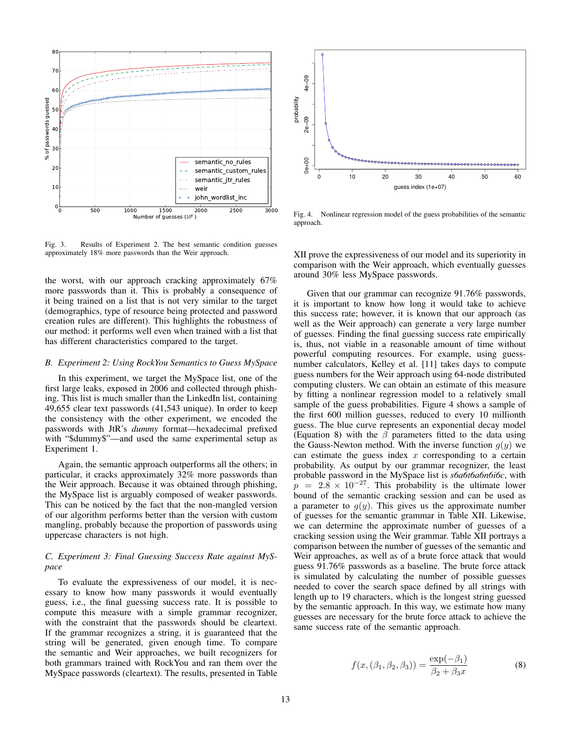Fig. 3. Results of Experiment 2. The best semantic condition guesses approximately 18% more passwords than the Weir approach.

Fig. 4. Nonlinear regression model of the guess probabilities of the semantic approach.

the worst, with our approach cracking approximately 67% more passwords than it. This is probably a consequence of it being trained on a list that is not very similar to the target (demographics, type of resource being protected and password creation rules are different). This highlights the robustness of our method: it performs well even when trained with a list that has different characteristics compared to the target.

### *B. Experiment 2: Using RockYou Semantics to Guess MySpace*

In this experiment, we target the MySpace list, one of the first large leaks, exposed in 2006 and collected through phishing. This list is much smaller than the LinkedIn list, containing 49,655 clear text passwords (41,543 unique). In order to keep the consistency with the other experiment, we encoded the passwords with JtR's *dummy* format—hexadecimal prefixed with "$dummy$"—and used the same experimental setup as Experiment 1.

Again, the semantic approach outperforms all the others; in particular, it cracks approximately 32% more passwords than the Weir approach. Because it was obtained through phishing, the MySpace list is arguably composed of weaker passwords. This can be noticed by the fact that the non-mangled version of our algorithm performs better than the version with custom mangling, probably because the proportion of passwords using uppercase characters is not high.

### *C. Experiment 3: Final Guessing Success Rate against MySpace*

To evaluate the expressiveness of our model, it is necessary to know how many passwords it would eventually guess, i.e., the final guessing success rate. It is possible to compute this measure with a simple grammar recognizer, with the constraint that the passwords should be cleartext. If the grammar recognizes a string, it is guaranteed that the string will be generated, given enough time. To compare the semantic and Weir approaches, we built recognizers for both grammars trained with RockYou and ran them over the MySpace passwords (cleartext). The results, presented in Table XII prove the expressiveness of our model and its superiority in comparison with the Weir approach, which eventually guesses around 30% less MySpace passwords.

Given that our grammar can recognize 91.76% passwords, it is important to know how long it would take to achieve this success rate; however, it is known that our approach (as well as the Weir approach) can generate a very large number of guesses. Finding the final guessing success rate empirically is, thus, not viable in a reasonable amount of time without powerful computing resources. For example, using guess-number calculators, Kelley et al. [11] takes days to compute guess numbers for the Weir approach using 64-node distributed computing clusters. We can obtain an estimate of this measure by fitting a nonlinear regression model to a relatively small sample of the guess probabilities. Figure 4 shows a sample of the first 600 million guesses, reduced to every 10 millionth guess. The blue curve represents an exponential decay model (Equation 8) with the $\beta$ parameters fitted to the data using the Gauss-Newton method. With the inverse function $g(y)$ we can estimate the guess index $x$ corresponding to a certain probability. As output by our grammar recognizer, the least probable password in the MySpace list is *s6a6t6a6n6i6c*, with $p = 2.8 \times 10^{-27}$. This probability is the ultimate lower bound of the semantic cracking session and can be used as a parameter to $g(y)$. This gives us the approximate number of guesses for the semantic grammar in Table XII. Likewise, we can determine the approximate number of guesses of a cracking session using the Weir grammar. Table XII portrays a comparison between the number of guesses of the semantic and Weir approaches, as well as of a brute force attack that would guess 91.76% passwords as a baseline. The brute force attack is simulated by calculating the number of possible guesses needed to cover the search space defined by all strings with length up to 19 characters, which is the longest string guessed by the semantic approach. In this way, we estimate how many guesses are necessary for the brute force attack to achieve the same success rate of the semantic approach.

$$f(x, (\beta_1, \beta_2, \beta_3)) = \frac{\exp(-\beta_1)}{\beta_2 + \beta_3 x} \tag{8}$$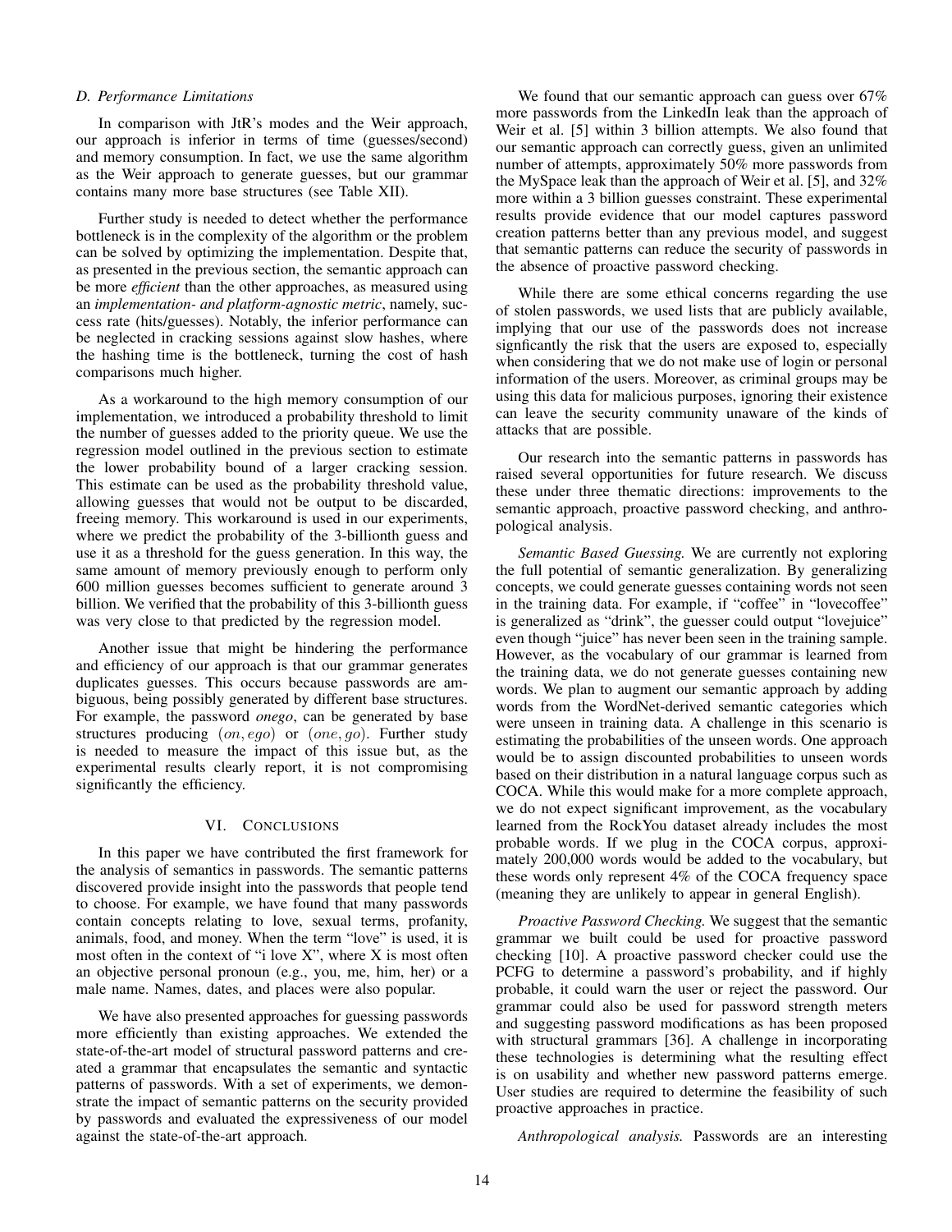### D. Performance Limitations

In comparison with JtR's modes and the Weir approach, our approach is inferior in terms of time (guesses/second) and memory consumption. In fact, we use the same algorithm as the Weir approach to generate guesses, but our grammar contains many more base structures (see Table XII).

Further study is needed to detect whether the performance bottleneck is in the complexity of the algorithm or the problem can be solved by optimizing the implementation. Despite that, as presented in the previous section, the semantic approach can be more *efficient* than the other approaches, as measured using an *implementation- and platform-agnostic metric*, namely, success rate (hits/guesses). Notably, the inferior performance can be neglected in cracking sessions against slow hashes, where the hashing time is the bottleneck, turning the cost of hash comparisons much higher.

As a workaround to the high memory consumption of our implementation, we introduced a probability threshold to limit the number of guesses added to the priority queue. We use the regression model outlined in the previous section to estimate the lower probability bound of a larger cracking session. This estimate can be used as the probability threshold value, allowing guesses that would not be output to be discarded, freeing memory. This workaround is used in our experiments, where we predict the probability of the 3-billionth guess and use it as a threshold for the guess generation. In this way, the same amount of memory previously enough to perform only 600 million guesses becomes sufficient to generate around 3 billion. We verified that the probability of this 3-billionth guess was very close to that predicted by the regression model.

Another issue that might be hindering the performance and efficiency of our approach is that our grammar generates duplicates guesses. This occurs because passwords are ambiguous, being possibly generated by different base structures. For example, the password *onego*, can be generated by base structures producing $(on, ego)$ or $(one, go)$. Further study is needed to measure the impact of this issue but, as the experimental results clearly report, it is not compromising significantly the efficiency.

## VI. Conclusions

In this paper we have contributed the first framework for the analysis of semantics in passwords. The semantic patterns discovered provide insight into the passwords that people tend to choose. For example, we have found that many passwords contain concepts relating to love, sexual terms, profanity, animals, food, and money. When the term "love" is used, it is most often in the context of "i love X", where X is most often an objective personal pronoun (e.g., you, me, him, her) or a male name. Names, dates, and places were also popular.

We have also presented approaches for guessing passwords more efficiently than existing approaches. We extended the state-of-the-art model of structural password patterns and created a grammar that encapsulates the semantic and syntactic patterns of passwords. With a set of experiments, we demonstrate the impact of semantic patterns on the security provided by passwords and evaluated the expressiveness of our model against the state-of-the-art approach.

We found that our semantic approach can guess over 67% more passwords from the LinkedIn leak than the approach of Weir et al. [5] within 3 billion attempts. We also found that our semantic approach can correctly guess, given an unlimited number of attempts, approximately 50% more passwords from the MySpace leak than the approach of Weir et al. [5], and 32% more within a 3 billion guesses constraint. These experimental results provide evidence that our model captures password creation patterns better than any previous model, and suggest that semantic patterns can reduce the security of passwords in the absence of proactive password checking.

While there are some ethical concerns regarding the use of stolen passwords, we used lists that are publicly available, implying that our use of the passwords does not increase signficantly the risk that the users are exposed to, especially when considering that we do not make use of login or personal information of the users. Moreover, as criminal groups may be using this data for malicious purposes, ignoring their existence can leave the security community unaware of the kinds of attacks that are possible.

Our research into the semantic patterns in passwords has raised several opportunities for future research. We discuss these under three thematic directions: improvements to the semantic approach, proactive password checking, and anthropological analysis.

*Semantic Based Guessing.* We are currently not exploring the full potential of semantic generalization. By generalizing concepts, we could generate guesses containing words not seen in the training data. For example, if "coffee" in "lovecoffee" is generalized as "drink", the guesser could output "lovejuice" even though "juice" has never been seen in the training sample. However, as the vocabulary of our grammar is learned from the training data, we do not generate guesses containing new words. We plan to augment our semantic approach by adding words from the WordNet-derived semantic categories which were unseen in training data. A challenge in this scenario is estimating the probabilities of the unseen words. One approach would be to assign discounted probabilities to unseen words based on their distribution in a natural language corpus such as COCA. While this would make for a more complete approach, we do not expect significant improvement, as the vocabulary learned from the RockYou dataset already includes the most probable words. If we plug in the COCA corpus, approximately 200,000 words would be added to the vocabulary, but these words only represent 4% of the COCA frequency space (meaning they are unlikely to appear in general English).

*Proactive Password Checking.* We suggest that the semantic grammar we built could be used for proactive password checking [10]. A proactive password checker could use the PCFG to determine a password's probability, and if highly probable, it could warn the user or reject the password. Our grammar could also be used for password strength meters and suggesting password modifications as has been proposed with structural grammars [36]. A challenge in incorporating these technologies is determining what the resulting effect is on usability and whether new password patterns emerge. User studies are required to determine the feasibility of such proactive approaches in practice.

*Anthropological analysis.* Passwords are an interesting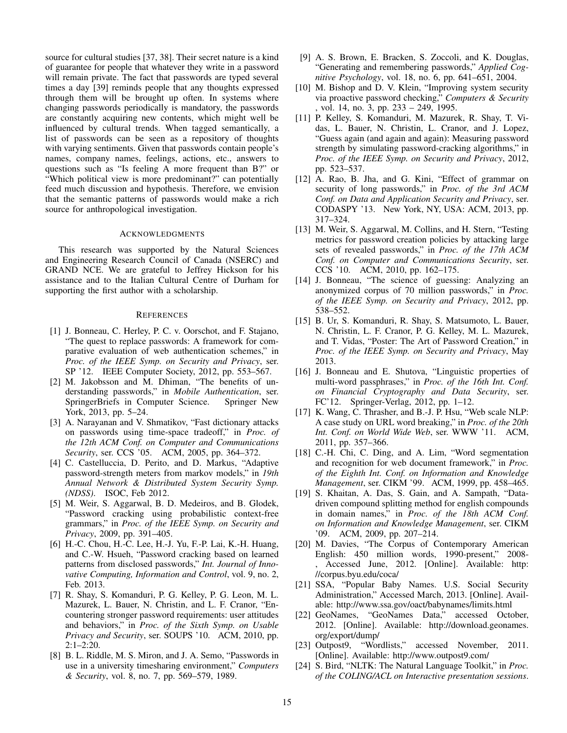source for cultural studies [37, 38]. Their secret nature is a kind of guarantee for people that whatever they write in a password will remain private. The fact that passwords are typed several times a day [39] reminds people that any thoughts expressed through them will be brought up often. In systems where changing passwords periodically is mandatory, the passwords are constantly acquiring new contents, which might well be influenced by cultural trends. When tagged semantically, a list of passwords can be seen as a repository of thoughts with varying sentiments. Given that passwords contain people's names, company names, feelings, actions, etc., answers to questions such as "Is feeling A more frequent than B?" or "Which political view is more predominant?" can potentially feed much discussion and hypothesis. Therefore, we envision that the semantic patterns of passwords would make a rich source for anthropological investigation.

## Acknowledgments

This research was supported by the Natural Sciences and Engineering Research Council of Canada (NSERC) and GRAND NCE. We are grateful to Jeffrey Hickson for his assistance and to the Italian Cultural Centre of Durham for supporting the first author with a scholarship.

## References

[1] J. Bonneau, C. Herley, P. C. v. Oorschot, and F. Stajano, "The quest to replace passwords: A framework for comparative evaluation of web authentication schemes," in *Proc. of the IEEE Symp. on Security and Privacy*, ser. SP '12. IEEE Computer Society, 2012, pp. 553–567.

[2] M. Jakobsson and M. Dhiman, "The benefits of understanding passwords," in *Mobile Authentication*, ser. SpringerBriefs in Computer Science. Springer New York, 2013, pp. 5–24.

[3] A. Narayanan and V. Shmatikov, "Fast dictionary attacks on passwords using time-space tradeoff," in *Proc. of the 12th ACM Conf. on Computer and Communications Security*, ser. CCS '05. ACM, 2005, pp. 364–372.

[4] C. Castelluccia, D. Perito, and D. Markus, "Adaptive password-strength meters from markov models," in *19th Annual Network & Distributed System Security Symp. (NDSS)*. ISOC, Feb 2012.

[5] M. Weir, S. Aggarwal, B. D. Medeiros, and B. Glodek, "Password cracking using probabilistic context-free grammars," in *Proc. of the IEEE Symp. on Security and Privacy*, 2009, pp. 391–405.

[6] H.-C. Chou, H.-C. Lee, H.-J. Yu, F.-P. Lai, K.-H. Huang, and C.-W. Hsueh, "Password cracking based on learned patterns from disclosed passwords," *Int. Journal of Innovative Computing, Information and Control*, vol. 9, no. 2, Feb. 2013.

[7] R. Shay, S. Komanduri, P. G. Kelley, P. G. Leon, M. L. Mazurek, L. Bauer, N. Christin, and L. F. Cranor, "Encountering stronger password requirements: user attitudes and behaviors," in *Proc. of the Sixth Symp. on Usable Privacy and Security*, ser. SOUPS '10. ACM, 2010, pp. 2:1–2:20.

[8] B. L. Riddle, M. S. Miron, and J. A. Semo, "Passwords in use in a university timesharing environment," *Computers & Security*, vol. 8, no. 7, pp. 569–579, 1989.

[9] A. S. Brown, E. Bracken, S. Zoccoli, and K. Douglas, "Generating and remembering passwords," *Applied Cognitive Psychology*, vol. 18, no. 6, pp. 641–651, 2004.

[10] M. Bishop and D. V. Klein, "Improving system security via proactive password checking," *Computers & Security*, vol. 14, no. 3, pp. 233 – 249, 1995.

[11] P. Kelley, S. Komanduri, M. Mazurek, R. Shay, T. Vidas, L. Bauer, N. Christin, L. Cranor, and J. Lopez, "Guess again (and again and again): Measuring password strength by simulating password-cracking algorithms," in *Proc. of the IEEE Symp. on Security and Privacy*, 2012, pp. 523–537.

[12] A. Rao, B. Jha, and G. Kini, "Effect of grammar on security of long passwords," in *Proc. of the 3rd ACM Conf. on Data and Application Security and Privacy*, ser. CODASPY '13. New York, NY, USA: ACM, 2013, pp. 317–324.

[13] M. Weir, S. Aggarwal, M. Collins, and H. Stern, "Testing metrics for password creation policies by attacking large sets of revealed passwords," in *Proc. of the 17th ACM Conf. on Computer and Communications Security*, ser. CCS '10. ACM, 2010, pp. 162–175.

[14] J. Bonneau, "The science of guessing: Analyzing an anonymized corpus of 70 million passwords," in *Proc. of the IEEE Symp. on Security and Privacy*, 2012, pp. 538–552.

[15] B. Ur, S. Komanduri, R. Shay, S. Matsumoto, L. Bauer, N. Christin, L. F. Cranor, P. G. Kelley, M. L. Mazurek, and T. Vidas, "Poster: The Art of Password Creation," in *Proc. of the IEEE Symp. on Security and Privacy*, May 2013.

[16] J. Bonneau and E. Shutova, "Linguistic properties of multi-word passphrases," in *Proc. of the 16th Int. Conf. on Financial Cryptography and Data Security*, ser. FC'12. Springer-Verlag, 2012, pp. 1–12.

[17] K. Wang, C. Thrasher, and B.-J. P. Hsu, "Web scale NLP: A case study on URL word breaking," in *Proc. of the 20th Int. Conf. on World Wide Web*, ser. WWW '11. ACM, 2011, pp. 357–366.

[18] C.-H. Chi, C. Ding, and A. Lim, "Word segmentation and recognition for web document framework," in *Proc. of the Eighth Int. Conf. on Information and Knowledge Management*, ser. CIKM '99. ACM, 1999, pp. 458–465.

[19] S. Khaitan, A. Das, S. Gain, and A. Sampath, "Data-driven compound splitting method for english compounds in domain names," in *Proc. of the 18th ACM Conf. on Information and Knowledge Management*, ser. CIKM '09. ACM, 2009, pp. 207–214.

[20] M. Davies, "The Corpus of Contemporary American English: 450 million words, 1990-present," 2008-, Accessed June, 2012. [Online]. Available: http://corpus.byu.edu/coca/

[21] SSA, "Popular Baby Names. U.S. Social Security Administration," Accessed March, 2013. [Online]. Available: http://www.ssa.gov/oact/babynames/limits.html

[22] GeoNames, "GeoNames Data," accessed October, 2012. [Online]. Available: http://download.geonames.org/export/dump/

[23] Outpost9, "Wordlists," accessed November, 2011. [Online]. Available: http://www.outpost9.com/

[24] S. Bird, "NLTK: The Natural Language Toolkit," in *Proc. of the COLING/ACL on Interactive presentation sessions*.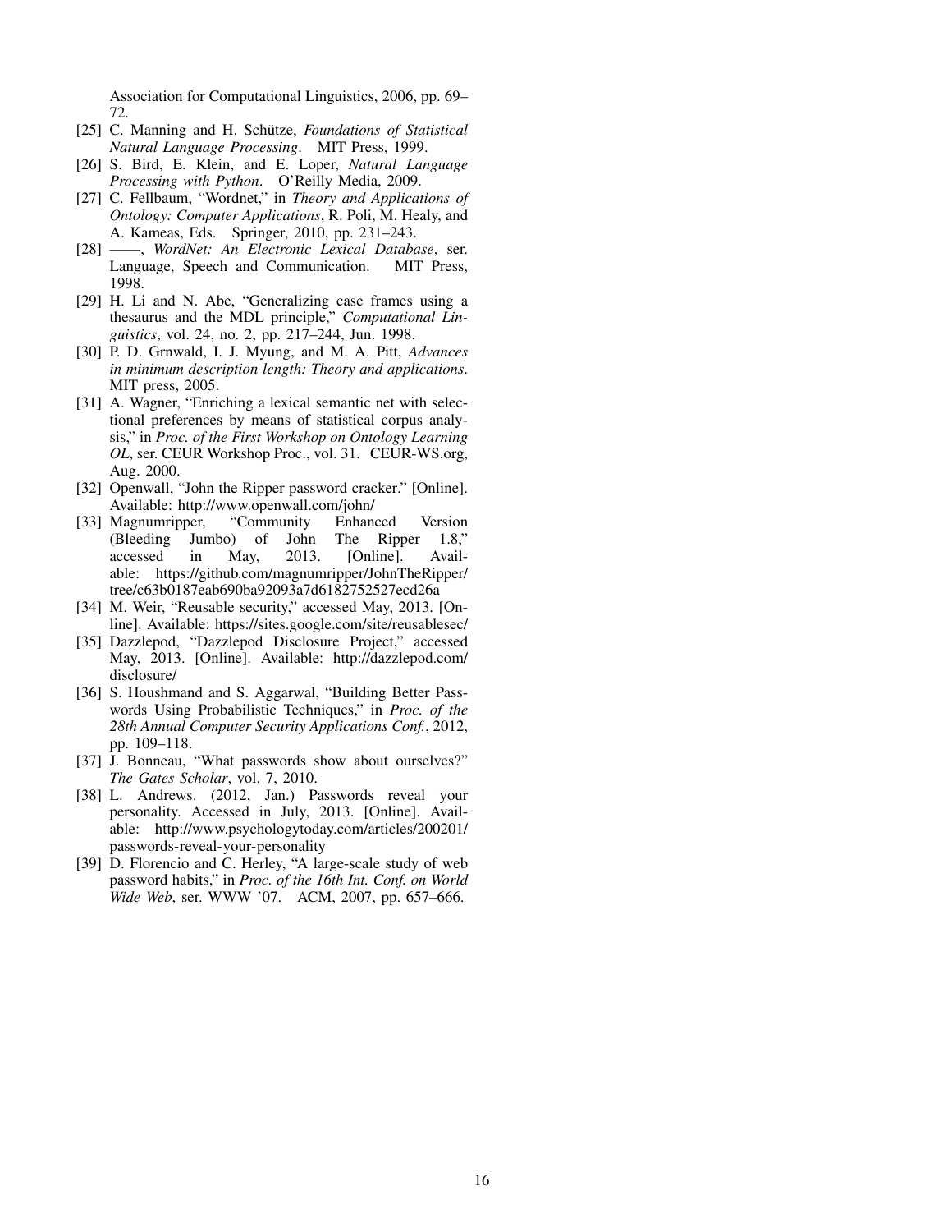Association for Computational Linguistics, 2006, pp. 69–72.

[25] C. Manning and H. Schütze, *Foundations of Statistical Natural Language Processing*. MIT Press, 1999.

[26] S. Bird, E. Klein, and E. Loper, *Natural Language Processing with Python*. O'Reilly Media, 2009.

[27] C. Fellbaum, "Wordnet," in *Theory and Applications of Ontology: Computer Applications*, R. Poli, M. Healy, and A. Kameas, Eds. Springer, 2010, pp. 231–243.

[28] ——, *WordNet: An Electronic Lexical Database*, ser. Language, Speech and Communication. MIT Press, 1998.

[29] H. Li and N. Abe, "Generalizing case frames using a thesaurus and the MDL principle," *Computational Linguistics*, vol. 24, no. 2, pp. 217–244, Jun. 1998.

[30] P. D. Grnwald, I. J. Myung, and M. A. Pitt, *Advances in minimum description length: Theory and applications*. MIT press, 2005.

[31] A. Wagner, "Enriching a lexical semantic net with selectional preferences by means of statistical corpus analysis," in *Proc. of the First Workshop on Ontology Learning OL*, ser. CEUR Workshop Proc., vol. 31. CEUR-WS.org, Aug. 2000.

[32] Openwall, "John the Ripper password cracker." [Online]. Available: http://www.openwall.com/john/

[33] Magnumripper, "Community Enhanced Version (Bleeding Jumbo) of John The Ripper 1.8," accessed in May, 2013. [Online]. Available: https://github.com/magnumripper/JohnTheRipper/tree/c63b0187eab690ba92093a7d6182752527ecd26a

[34] M. Weir, "Reusable security," accessed May, 2013. [Online]. Available: https://sites.google.com/site/reusablesec/

[35] Dazzlepod, "Dazzlepod Disclosure Project," accessed May, 2013. [Online]. Available: http://dazzlepod.com/disclosure/

[36] S. Houshmand and S. Aggarwal, "Building Better Passwords Using Probabilistic Techniques," in *Proc. of the 28th Annual Computer Security Applications Conf.*, 2012, pp. 109–118.

[37] J. Bonneau, "What passwords show about ourselves?" *The Gates Scholar*, vol. 7, 2010.

[38] L. Andrews. (2012, Jan.) Passwords reveal your personality. Accessed in July, 2013. [Online]. Available: http://www.psychologytoday.com/articles/200201/passwords-reveal-your-personality

[39] D. Florencio and C. Herley, "A large-scale study of web password habits," in *Proc. of the 16th Int. Conf. on World Wide Web*, ser. WWW '07. ACM, 2007, pp. 657–666.